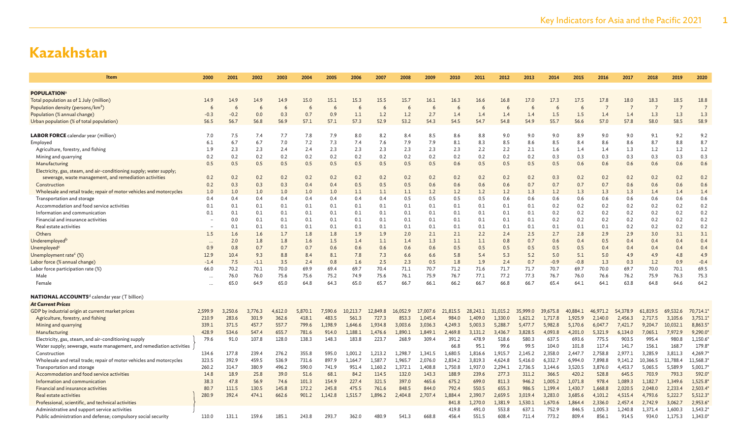# Kazakhstan

| Item | 2000 | 2001 | 2002 | 2003 | 2004 | 2005 | 2006 | 2007 | 2008 | 2009 | 2010 | 2011 | 2012 | 2013 | 2014 | 2015 | 2016 | 2017 | 2018 | 2019 | 2020 |
|---|---|---|---|---|---|---|---|---|---|---|---|---|---|---|---|---|---|---|---|---|---|
| **POPULATION**[a] | | | | | | | | | | | | | | | | | | | | | |
| Total population as of 1 July (million) | 14.9 | 14.9 | 14.9 | 14.9 | 15.0 | 15.1 | 15.3 | 15.5 | 15.7 | 16.1 | 16.3 | 16.6 | 16.8 | 17.0 | 17.3 | 17.5 | 17.8 | 18.0 | 18.3 | 18.5 | 18.8 |
| Population density (persons/km²) | 6 | 6 | 6 | 6 | 6 | 6 | 6 | 6 | 6 | 6 | 6 | 6 | 6 | 6 | 6 | 6 | 7 | 7 | 7 | 7 | 7 |
| Population (% annual change) | -0.3 | -0.2 | 0.0 | 0.3 | 0.7 | 0.9 | 1.1 | 1.2 | 1.2 | 2.7 | 1.4 | 1.4 | 1.4 | 1.4 | 1.5 | 1.5 | 1.4 | 1.4 | 1.3 | 1.3 | 1.3 |
| Urban population (% of total population) | 56.5 | 56.7 | 56.8 | 56.9 | 57.1 | 57.1 | 57.3 | 52.9 | 53.2 | 54.3 | 54.5 | 54.7 | 54.8 | 54.9 | 55.7 | 56.6 | 57.0 | 57.8 | 58.0 | 58.5 | 58.9 |
| **LABOR FORCE** calendar year (million) | 7.0 | 7.5 | 7.4 | 7.7 | 7.8 | 7.9 | 8.0 | 8.2 | 8.4 | 8.5 | 8.6 | 8.8 | 9.0 | 9.0 | 9.0 | 8.9 | 9.0 | 9.0 | 9.1 | 9.2 | 9.2 |
| Employed | 6.1 | 6.7 | 6.7 | 7.0 | 7.2 | 7.3 | 7.4 | 7.6 | 7.9 | 7.9 | 8.1 | 8.3 | 8.5 | 8.6 | 8.5 | 8.4 | 8.6 | 8.6 | 8.7 | 8.8 | 8.7 |
| Agriculture, forestry, and fishing | 1.9 | 2.3 | 2.3 | 2.4 | 2.4 | 2.3 | 2.3 | 2.3 | 2.3 | 2.3 | 2.3 | 2.2 | 2.2 | 2.1 | 1.6 | 1.4 | 1.4 | 1.3 | 1.2 | 1.2 | 1.2 |
| Mining and quarrying | 0.2 | 0.2 | 0.2 | 0.2 | 0.2 | 0.2 | 0.2 | 0.2 | 0.2 | 0.2 | 0.2 | 0.2 | 0.2 | 0.2 | 0.3 | 0.3 | 0.3 | 0.3 | 0.3 | 0.3 | 0.3 |
| Manufacturing | 0.5 | 0.5 | 0.5 | 0.5 | 0.5 | 0.5 | 0.5 | 0.5 | 0.5 | 0.5 | 0.6 | 0.5 | 0.5 | 0.5 | 0.5 | 0.6 | 0.6 | 0.6 | 0.6 | 0.6 | 0.6 |
| Electricity, gas, steam, and air-conditioning supply; water supply; sewerage, waste management, and remediation activities | 0.2 | 0.2 | 0.2 | 0.2 | 0.2 | 0.2 | 0.2 | 0.2 | 0.2 | 0.2 | 0.2 | 0.2 | 0.2 | 0.2 | 0.3 | 0.2 | 0.2 | 0.2 | 0.2 | 0.2 | 0.2 |
| Construction | 0.2 | 0.3 | 0.3 | 0.3 | 0.4 | 0.4 | 0.5 | 0.5 | 0.5 | 0.6 | 0.6 | 0.6 | 0.6 | 0.7 | 0.7 | 0.7 | 0.7 | 0.6 | 0.6 | 0.6 | 0.6 |
| Wholesale and retail trade; repair of motor vehicles and motorcycles | 1.0 | 1.0 | 1.0 | 1.0 | 1.0 | 1.0 | 1.1 | 1.1 | 1.1 | 1.2 | 1.2 | 1.2 | 1.2 | 1.3 | 1.2 | 1.3 | 1.3 | 1.3 | 1.4 | 1.4 | 1.4 |
| Transportation and storage | 0.4 | 0.4 | 0.4 | 0.4 | 0.4 | 0.4 | 0.4 | 0.4 | 0.5 | 0.5 | 0.5 | 0.5 | 0.6 | 0.6 | 0.6 | 0.6 | 0.6 | 0.6 | 0.6 | 0.6 | 0.6 |
| Accommodation and food service activities | 0.1 | 0.1 | 0.1 | 0.1 | 0.1 | 0.1 | 0.1 | 0.1 | 0.1 | 0.1 | 0.1 | 0.1 | 0.1 | 0.1 | 0.2 | 0.2 | 0.2 | 0.2 | 0.2 | 0.2 | 0.2 |
| Information and communication | 0.1 | 0.1 | 0.1 | 0.1 | 0.1 | 0.1 | 0.1 | 0.1 | 0.1 | 0.1 | 0.1 | 0.1 | 0.1 | 0.1 | 0.2 | 0.2 | 0.2 | 0.2 | 0.2 | 0.2 | 0.2 |
| Financial and insurance activities | – | 0.0 | 0.1 | 0.1 | 0.1 | 0.1 | 0.1 | 0.1 | 0.1 | 0.1 | 0.1 | 0.1 | 0.1 | 0.1 | 0.2 | 0.2 | 0.2 | 0.2 | 0.2 | 0.2 | 0.2 |
| Real estate activities | – | 0.1 | 0.1 | 0.1 | 0.1 | 0.1 | 0.1 | 0.1 | 0.1 | 0.1 | 0.1 | 0.1 | 0.1 | 0.1 | 0.1 | 0.1 | 0.1 | 0.2 | 0.2 | 0.2 | 0.2 |
| Others | 1.5 | 1.6 | 1.6 | 1.7 | 1.8 | 1.8 | 1.9 | 1.9 | 2.0 | 2.1 | 2.1 | 2.2 | 2.4 | 2.5 | 2.7 | 2.8 | 2.9 | 2.9 | 3.0 | 3.1 | 3.1 |
| Underemployed[b] | ... | 2.0 | 1.8 | 1.8 | 1.6 | 1.5 | 1.4 | 1.1 | 1.4 | 1.3 | 1.1 | 1.1 | 0.8 | 0.7 | 0.6 | 0.4 | 0.5 | 0.4 | 0.4 | 0.4 | 0.4 |
| Unemployed[c] | 0.9 | 0.8 | 0.7 | 0.7 | 0.7 | 0.6 | 0.6 | 0.6 | 0.6 | 0.6 | 0.5 | 0.5 | 0.5 | 0.5 | 0.5 | 0.5 | 0.4 | 0.4 | 0.4 | 0.4 | 0.4 |
| Unemployment rate[c] (%) | 12.9 | 10.4 | 9.3 | 8.8 | 8.4 | 8.1 | 7.8 | 7.3 | 6.6 | 6.6 | 5.8 | 5.4 | 5.3 | 5.2 | 5.0 | 5.1 | 5.0 | 4.9 | 4.9 | 4.8 | 4.9 |
| Labor force (% annual change) | -1.4 | 7.5 | -1.1 | 3.5 | 2.4 | 0.8 | 1.6 | 2.5 | 2.3 | 0.5 | 1.8 | 1.9 | 2.4 | 0.7 | -0.9 | -0.8 | 1.3 | 0.3 | 1.2 | 0.9 | -0.4 |
| Labor force participation rate (%) | 66.0 | 70.2 | 70.1 | 70.0 | 69.9 | 69.4 | 69.7 | 70.4 | 71.1 | 70.7 | 71.2 | 71.6 | 71.7 | 71.7 | 70.7 | 69.7 | 70.0 | 69.7 | 70.0 | 70.1 | 69.5 |
| Male | ... | 76.0 | 76.0 | 75.6 | 75.6 | 75.2 | 74.9 | 75.6 | 76.1 | 75.9 | 76.7 | 77.1 | 77.2 | 77.3 | 76.7 | 76.0 | 76.6 | 76.2 | 75.9 | 76.3 | 75.3 |
| Female | ... | 65.0 | 64.9 | 65.0 | 64.8 | 64.3 | 65.0 | 65.7 | 66.7 | 66.1 | 66.2 | 66.7 | 66.8 | 66.7 | 65.4 | 64.1 | 64.1 | 63.8 | 64.8 | 64.6 | 64.2 |
| **NATIONAL ACCOUNTS**[d] calendar year (T billion) | | | | | | | | | | | | | | | | | | | | | |
| ***At Current Prices*** | | | | | | | | | | | | | | | | | | | | | |
| GDP by industrial origin at current market prices | 2,599.9 | 3,250.6 | 3,776.3 | 4,612.0 | 5,870.1 | 7,590.6 | 10,213.7 | 12,849.8 | 16,052.9 | 17,007.6 | 21,815.5 | 28,243.1 | 31,015.2 | 35,999.0 | 39,675.8 | 40,884.1 | 46,971.2 | 54,378.9 | 61,819.5 | 69,532.6 | 70,714.1* |
| Agriculture, forestry, and fishing | 210.9 | 283.6 | 301.9 | 362.6 | 418.1 | 483.5 | 561.3 | 727.3 | 853.3 | 1,045.4 | 984.0 | 1,409.0 | 1,330.0 | 1,621.2 | 1,717.8 | 1,925.9 | 2,140.0 | 2,456.3 | 2,717.5 | 3,105.6 | 3,751.1* |
| Mining and quarrying | 339.1 | 371.5 | 457.7 | 557.7 | 799.6 | 1,198.9 | 1,646.6 | 1,934.8 | 3,003.6 | 3,036.3 | 4,249.3 | 5,003.3 | 5,288.7 | 5,477.7 | 5,982.8 | 5,170.6 | 6,047.7 | 7,421.7 | 9,204.7 | 10,032.1 | 8,863.5* |
| Manufacturing | 428.9 | 534.6 | 547.4 | 655.7 | 781.6 | 914.0 | 1,188.1 | 1,476.6 | 1,890.1 | 1,849.1 | 2,469.8 | 3,131.2 | 3,436.7 | 3,828.5 | 4,093.8 | 4,201.0 | 5,321.9 | 6,134.0 | 7,065.1 | 7,972.9 | 9,290.0* |
| Electricity, gas, steam, and air-conditioning supply | 79.6 | 91.0 | 107.8 | 128.0 | 138.3 | 148.3 | 183.8 | 223.7 | 268.9 | 309.4 | 391.2 | 478.9 | 518.6 | 580.3 | 637.5 | 693.6 | 775.5 | 903.5 | 995.4 | 980.8 | 1,150.6* |
| Water supply; sewerage, waste management, and remediation activities | | | | | | | | | | | 66.8 | 95.1 | 99.6 | 99.5 | 104.0 | 101.8 | 117.4 | 141.7 | 156.1 | 168.7 | 179.8* |
| Construction | 134.6 | 177.8 | 239.4 | 276.2 | 355.8 | 595.0 | 1,001.2 | 1,213.2 | 1,298.7 | 1,341.5 | 1,680.5 | 1,816.6 | 1,915.7 | 2,145.2 | 2,358.0 | 2,447.7 | 2,758.8 | 2,977.1 | 3,285.9 | 3,811.3 | 4,269.7* |
| Wholesale and retail trade; repair of motor vehicles and motorcycles | 323.5 | 392.9 | 459.5 | 536.9 | 731.6 | 897.9 | 1,164.7 | 1,587.7 | 1,965.7 | 2,076.0 | 2,834.2 | 3,819.3 | 4,624.8 | 5,416.0 | 6,332.7 | 6,994.0 | 7,898.8 | 9,141.2 | 10,366.5 | 11,788.4 | 11,568.3* |
| Transportation and storage | 260.2 | 314.7 | 380.9 | 496.2 | 590.0 | 741.9 | 951.4 | 1,160.2 | 1,372.1 | 1,408.8 | 1,750.8 | 1,937.0 | 2,294.1 | 2,736.5 | 3,144.6 | 3,520.5 | 3,876.0 | 4,453.7 | 5,065.5 | 5,589.9 | 5,001.7* |
| Accommodation and food service activities | 14.8 | 18.9 | 25.8 | 39.0 | 51.6 | 68.1 | 84.2 | 114.5 | 132.0 | 143.3 | 188.9 | 239.6 | 277.3 | 311.2 | 366.5 | 420.2 | 528.8 | 645.5 | 703.9 | 793.3 | 592.0* |
| Information and communication | 38.3 | 47.8 | 56.9 | 74.6 | 101.3 | 154.9 | 227.4 | 321.5 | 397.0 | 465.6 | 675.2 | 699.0 | 811.3 | 946.2 | 1,005.2 | 1,071.8 | 978.4 | 1,089.3 | 1,182.7 | 1,349.6 | 1,525.8* |
| Financial and insurance activities | 80.7 | 111.5 | 130.5 | 145.8 | 172.2 | 245.8 | 475.5 | 761.6 | 848.5 | 844.0 | 792.4 | 550.5 | 655.3 | 986.5 | 1,199.4 | 1,430.7 | 1,668.8 | 2,020.5 | 2,048.0 | 2,233.4 | 2,503.4* |
| Real estate activities | 280.9 | 392.4 | 474.1 | 662.6 | 901.2 | 1,142.8 | 1,515.7 | 1,896.2 | 2,404.8 | 2,707.4 | 1,884.4 | 2,390.7 | 2,659.5 | 3,019.4 | 3,283.0 | 3,685.6 | 4,101.2 | 4,515.4 | 4,793.6 | 5,222.7 | 5,512.3* |
| Professional, scientific, and technical activities | | | | | | | | | | | 841.8 | 1,270.0 | 1,381.9 | 1,530.1 | 1,670.6 | 1,864.4 | 2,336.0 | 2,457.4 | 2,742.9 | 3,062.7 | 2,953.6* |
| Administrative and support service activities | | | | | | | | | | | 419.8 | 491.0 | 553.8 | 637.1 | 752.9 | 846.5 | 1,005.3 | 1,240.8 | 1,371.4 | 1,600.3 | 1,543.2* |
| Public administration and defense; compulsory social security | 110.0 | 131.1 | 159.6 | 185.1 | 243.8 | 293.7 | 362.0 | 480.9 | 541.3 | 668.8 | 456.4 | 551.5 | 608.4 | 711.4 | 773.2 | 809.4 | 856.1 | 914.5 | 934.0 | 1,175.3 | 1,343.0* |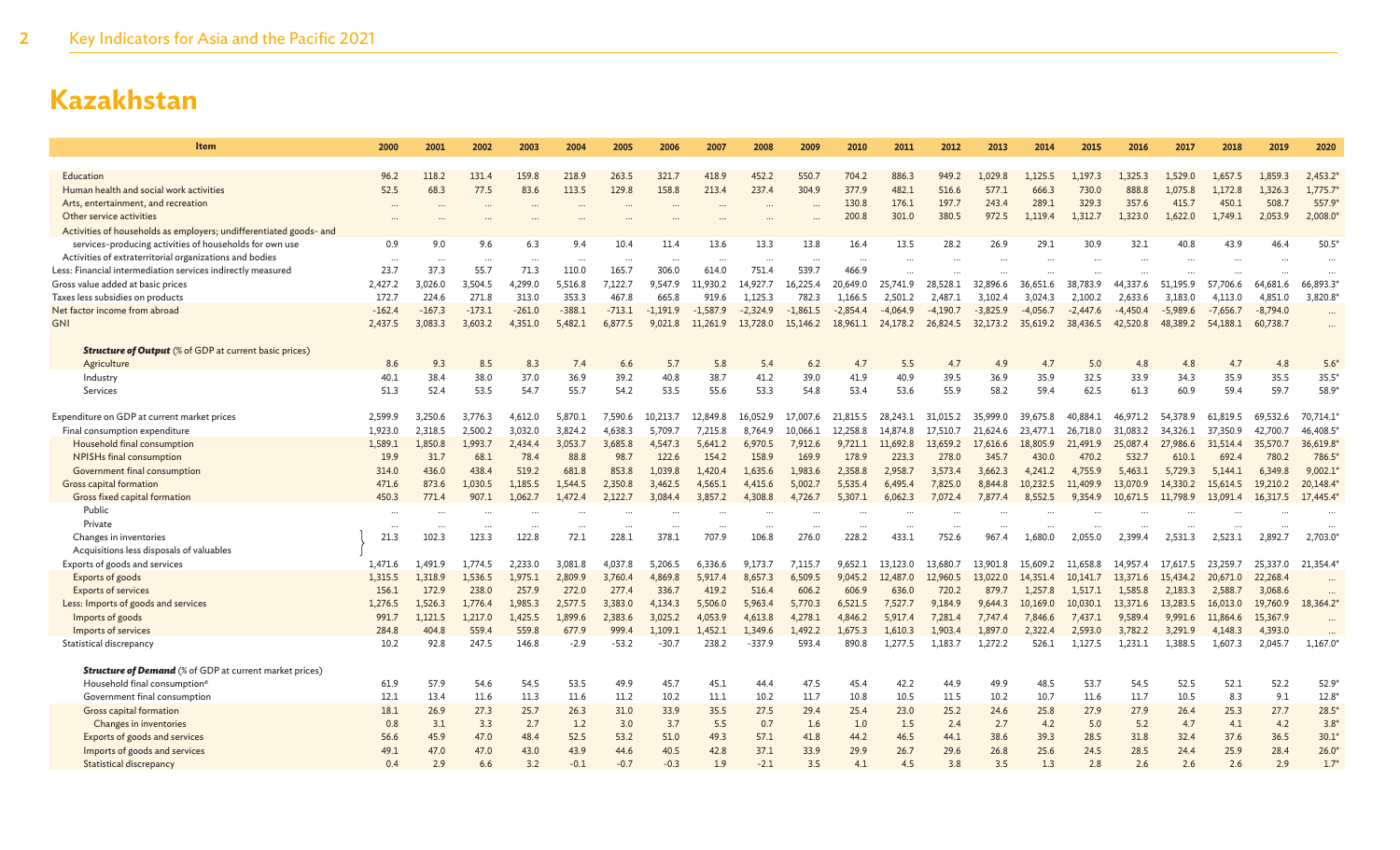# Kazakhstan

| Item | 2000 | 2001 | 2002 | 2003 | 2004 | 2005 | 2006 | 2007 | 2008 | 2009 | 2010 | 2011 | 2012 | 2013 | 2014 | 2015 | 2016 | 2017 | 2018 | 2019 | 2020 |
|---|---|---|---|---|---|---|---|---|---|---|---|---|---|---|---|---|---|---|---|---|---|
| Education | 96.2 | 118.2 | 131.4 | 159.8 | 218.9 | 263.5 | 321.7 | 418.9 | 452.2 | 550.7 | 704.2 | 886.3 | 949.2 | 1,029.8 | 1,125.5 | 1,197.3 | 1,325.3 | 1,529.0 | 1,657.5 | 1,859.3 | 2,453.2* |
| Human health and social work activities | 52.5 | 68.3 | 77.5 | 83.6 | 113.5 | 129.8 | 158.8 | 213.4 | 237.4 | 304.9 | 377.9 | 482.1 | 516.6 | 577.1 | 666.3 | 730.0 | 888.8 | 1,075.8 | 1,172.8 | 1,326.3 | 1,775.7* |
| Arts, entertainment, and recreation | ... | ... | ... | ... | ... | ... | ... | ... | ... | ... | 130.8 | 176.1 | 197.7 | 243.4 | 289.1 | 329.3 | 357.6 | 415.7 | 450.1 | 508.7 | 557.9* |
| Other service activities | ... | ... | ... | ... | ... | ... | ... | ... | ... | ... | 200.8 | 301.0 | 380.5 | 972.5 | 1,119.4 | 1,312.7 | 1,323.0 | 1,622.0 | 1,749.1 | 2,053.9 | 2,008.0* |
| Activities of households as employers; undifferentiated goods- and services-producing activities of households for own use | 0.9 | 9.0 | 9.6 | 6.3 | 9.4 | 10.4 | 11.4 | 13.6 | 13.3 | 13.8 | 16.4 | 13.5 | 28.2 | 26.9 | 29.1 | 30.9 | 32.1 | 40.8 | 43.9 | 46.4 | 50.5* |
| Activities of extraterritorial organizations and bodies | ... | ... | ... | ... | ... | ... | ... | ... | ... | ... | ... | ... | ... | ... | ... | ... | ... | ... | ... | ... | ... |
| Less: Financial intermediation services indirectly measured | 23.7 | 37.3 | 55.7 | 71.3 | 110.0 | 165.7 | 306.0 | 614.0 | 751.4 | 539.7 | 466.9 | ... | ... | ... | ... | ... | ... | ... | ... | ... | ... |
| Gross value added at basic prices | 2,427.2 | 3,026.0 | 3,504.5 | 4,299.0 | 5,516.8 | 7,122.7 | 9,547.9 | 11,930.2 | 14,927.7 | 16,225.4 | 20,649.0 | 25,741.9 | 28,528.1 | 32,896.6 | 36,651.6 | 38,783.9 | 44,337.6 | 51,195.9 | 57,706.6 | 64,681.6 | 66,893.3* |
| Taxes less subsidies on products | 172.7 | 224.6 | 271.8 | 313.0 | 353.3 | 467.8 | 665.8 | 919.6 | 1,125.3 | 782.3 | 1,166.5 | 2,501.2 | 2,487.1 | 3,102.4 | 3,024.3 | 2,100.2 | 2,633.6 | 3,183.0 | 4,113.0 | 4,851.0 | 3,820.8* |
| Net factor income from abroad | -162.4 | -167.3 | -173.1 | -261.0 | -388.1 | -713.1 | -1,191.9 | -1,587.9 | -2,324.9 | -1,861.5 | -2,854.4 | -4,064.9 | -4,190.7 | -3,825.9 | -4,056.7 | -2,447.6 | -4,450.4 | -5,989.6 | -7,656.7 | -8,794.0 | ... |
| GNI | 2,437.5 | 3,083.3 | 3,603.2 | 4,351.0 | 5,482.1 | 6,877.5 | 9,021.8 | 11,261.9 | 13,728.0 | 15,146.2 | 18,961.1 | 24,178.2 | 26,824.5 | 32,173.2 | 35,619.2 | 38,436.5 | 42,520.8 | 48,389.2 | 54,188.1 | 60,738.7 | ... |
| ***Structure of Output*** (% of GDP at current basic prices) | | | | | | | | | | | | | | | | | | | | | |
| Agriculture | 8.6 | 9.3 | 8.5 | 8.3 | 7.4 | 6.6 | 5.7 | 5.8 | 5.4 | 6.2 | 4.7 | 5.5 | 4.7 | 4.9 | 4.7 | 5.0 | 4.8 | 4.8 | 4.7 | 4.8 | 5.6* |
| Industry | 40.1 | 38.4 | 38.0 | 37.0 | 36.9 | 39.2 | 40.8 | 38.7 | 41.2 | 39.0 | 41.9 | 40.9 | 39.5 | 36.9 | 35.9 | 32.5 | 33.9 | 34.3 | 35.9 | 35.5 | 35.5* |
| Services | 51.3 | 52.4 | 53.5 | 54.7 | 55.7 | 54.2 | 53.5 | 55.6 | 53.3 | 54.8 | 53.4 | 53.6 | 55.9 | 58.2 | 59.4 | 62.5 | 61.3 | 60.9 | 59.4 | 59.7 | 58.9* |
| Expenditure on GDP at current market prices | 2,599.9 | 3,250.6 | 3,776.3 | 4,612.0 | 5,870.1 | 7,590.6 | 10,213.7 | 12,849.8 | 16,052.9 | 17,007.6 | 21,815.5 | 28,243.1 | 31,015.2 | 35,999.0 | 39,675.8 | 40,884.1 | 46,971.2 | 54,378.9 | 61,819.5 | 69,532.6 | 70,714.1* |
| Final consumption expenditure | 1,923.0 | 2,318.5 | 2,500.2 | 3,032.0 | 3,824.2 | 4,638.3 | 5,709.7 | 7,215.8 | 8,764.9 | 10,066.1 | 12,258.8 | 14,874.8 | 17,510.7 | 21,624.6 | 23,477.1 | 26,718.0 | 31,083.2 | 34,326.1 | 37,350.9 | 42,700.7 | 46,408.5* |
| Household final consumption | 1,589.1 | 1,850.8 | 1,993.7 | 2,434.4 | 3,053.7 | 3,685.8 | 4,547.3 | 5,641.2 | 6,970.5 | 7,912.6 | 9,721.1 | 11,692.8 | 13,659.2 | 17,616.6 | 18,805.9 | 21,491.9 | 25,087.4 | 27,986.6 | 31,514.4 | 35,570.7 | 36,619.8* |
| NPISHs final consumption | 19.9 | 31.7 | 68.1 | 78.4 | 88.8 | 98.7 | 122.6 | 154.2 | 158.9 | 169.9 | 178.9 | 223.3 | 278.0 | 345.7 | 430.0 | 470.2 | 532.7 | 610.1 | 692.4 | 780.2 | 786.5* |
| Government final consumption | 314.0 | 436.0 | 438.4 | 519.2 | 681.8 | 853.8 | 1,039.8 | 1,420.4 | 1,635.6 | 1,983.6 | 2,358.8 | 2,958.7 | 3,573.4 | 3,662.3 | 4,241.2 | 4,755.9 | 5,463.1 | 5,729.3 | 5,144.1 | 6,349.8 | 9,002.1* |
| Gross capital formation | 471.6 | 873.6 | 1,030.5 | 1,185.5 | 1,544.5 | 2,350.8 | 3,462.5 | 4,565.1 | 4,415.6 | 5,002.7 | 5,535.4 | 6,495.4 | 7,825.0 | 8,844.8 | 10,232.5 | 11,409.9 | 13,070.9 | 14,330.2 | 15,614.5 | 19,210.2 | 20,148.4* |
| Gross fixed capital formation | 450.3 | 771.4 | 907.1 | 1,062.7 | 1,472.4 | 2,122.7 | 3,084.4 | 3,857.2 | 4,308.8 | 4,726.7 | 5,307.1 | 6,062.3 | 7,072.4 | 7,877.4 | 8,552.5 | 9,354.9 | 10,671.5 | 11,798.9 | 13,091.4 | 16,317.5 | 17,445.4* |
| Public | ... | ... | ... | ... | ... | ... | ... | ... | ... | ... | ... | ... | ... | ... | ... | ... | ... | ... | ... | ... | ... |
| Private | ... | ... | ... | ... | ... | ... | ... | ... | ... | ... | ... | ... | ... | ... | ... | ... | ... | ... | ... | ... | ... |
| Changes in inventories / Acquisitions less disposals of valuables | 21.3 | 102.3 | 123.3 | 122.8 | 72.1 | 228.1 | 378.1 | 707.9 | 106.8 | 276.0 | 228.2 | 433.1 | 752.6 | 967.4 | 1,680.0 | 2,055.0 | 2,399.4 | 2,531.3 | 2,523.1 | 2,892.7 | 2,703.0* |
| Exports of goods and services | 1,471.6 | 1,491.9 | 1,774.5 | 2,233.0 | 3,081.8 | 4,037.8 | 5,206.5 | 6,336.6 | 9,173.7 | 7,115.7 | 9,652.1 | 13,123.0 | 13,680.7 | 13,901.8 | 15,609.2 | 11,658.8 | 14,957.4 | 17,617.5 | 23,259.7 | 25,337.0 | 21,354.4* |
| Exports of goods | 1,315.5 | 1,318.9 | 1,536.5 | 1,975.1 | 2,809.9 | 3,760.4 | 4,869.8 | 5,917.4 | 8,657.3 | 6,509.5 | 9,045.2 | 12,487.0 | 12,960.5 | 13,022.0 | 14,351.4 | 10,141.7 | 13,371.6 | 15,434.2 | 20,671.0 | 22,268.4 | ... |
| Exports of services | 156.1 | 172.9 | 238.0 | 257.9 | 272.0 | 277.4 | 336.7 | 419.2 | 516.4 | 606.2 | 606.9 | 636.0 | 720.2 | 879.7 | 1,257.8 | 1,517.1 | 1,585.8 | 2,183.3 | 2,588.7 | 3,068.6 | ... |
| Less: Imports of goods and services | 1,276.5 | 1,526.3 | 1,776.4 | 1,985.3 | 2,577.5 | 3,383.0 | 4,134.3 | 5,506.0 | 5,963.4 | 5,770.3 | 6,521.5 | 7,527.7 | 9,184.9 | 9,644.3 | 10,169.0 | 10,030.1 | 13,371.6 | 13,283.5 | 16,013.0 | 19,760.9 | 18,364.2* |
| Imports of goods | 991.7 | 1,121.5 | 1,217.0 | 1,425.5 | 1,899.6 | 2,383.6 | 3,025.2 | 4,053.9 | 4,613.8 | 4,278.1 | 4,846.2 | 5,917.4 | 7,281.4 | 7,747.4 | 7,846.6 | 7,437.1 | 9,589.4 | 9,991.6 | 11,864.6 | 15,367.9 | ... |
| Imports of services | 284.8 | 404.8 | 559.4 | 559.8 | 677.9 | 999.4 | 1,109.1 | 1,452.1 | 1,349.6 | 1,492.2 | 1,675.3 | 1,610.3 | 1,903.4 | 1,897.0 | 2,322.4 | 2,593.0 | 3,782.2 | 3,291.9 | 4,148.3 | 4,393.0 | ... |
| Statistical discrepancy | 10.2 | 92.8 | 247.5 | 146.8 | -2.9 | -53.2 | -30.7 | 238.2 | -337.9 | 593.4 | 890.8 | 1,277.5 | 1,183.7 | 1,272.2 | 526.1 | 1,127.5 | 1,231.1 | 1,388.5 | 1,607.3 | 2,045.7 | 1,167.0* |
| ***Structure of Demand*** (% of GDP at current market prices) | | | | | | | | | | | | | | | | | | | | | |
| Household final consumption[e] | 61.9 | 57.9 | 54.6 | 54.5 | 53.5 | 49.9 | 45.7 | 45.1 | 44.4 | 47.5 | 45.4 | 42.2 | 44.9 | 49.9 | 48.5 | 53.7 | 54.5 | 52.5 | 52.1 | 52.2 | 52.9* |
| Government final consumption | 12.1 | 13.4 | 11.6 | 11.3 | 11.6 | 11.2 | 10.2 | 11.1 | 10.2 | 11.7 | 10.8 | 10.5 | 11.5 | 10.2 | 10.7 | 11.6 | 11.7 | 10.5 | 8.3 | 9.1 | 12.8* |
| Gross capital formation | 18.1 | 26.9 | 27.3 | 25.7 | 26.3 | 31.0 | 33.9 | 35.5 | 27.5 | 29.4 | 25.4 | 23.0 | 25.2 | 24.6 | 25.8 | 27.9 | 27.9 | 26.4 | 25.3 | 27.7 | 28.5* |
| Changes in inventories | 0.8 | 3.1 | 3.3 | 2.7 | 1.2 | 3.0 | 3.7 | 5.5 | 0.7 | 1.6 | 1.0 | 1.5 | 2.4 | 2.7 | 4.2 | 5.0 | 5.2 | 4.7 | 4.1 | 4.2 | 3.8* |
| Exports of goods and services | 56.6 | 45.9 | 47.0 | 48.4 | 52.5 | 53.2 | 51.0 | 49.3 | 57.1 | 41.8 | 44.2 | 46.5 | 44.1 | 38.6 | 39.3 | 28.5 | 31.8 | 32.4 | 37.6 | 36.5 | 30.1* |
| Imports of goods and services | 49.1 | 47.0 | 47.0 | 43.0 | 43.9 | 44.6 | 40.5 | 42.8 | 37.1 | 33.9 | 29.9 | 26.7 | 29.6 | 26.8 | 25.6 | 24.5 | 28.5 | 24.4 | 25.9 | 28.4 | 26.0* |
| Statistical discrepancy | 0.4 | 2.9 | 6.6 | 3.2 | -0.1 | -0.7 | -0.3 | 1.9 | -2.1 | 3.5 | 4.1 | 4.5 | 3.8 | 3.5 | 1.3 | 2.8 | 2.6 | 2.6 | 2.6 | 2.9 | 1.7* |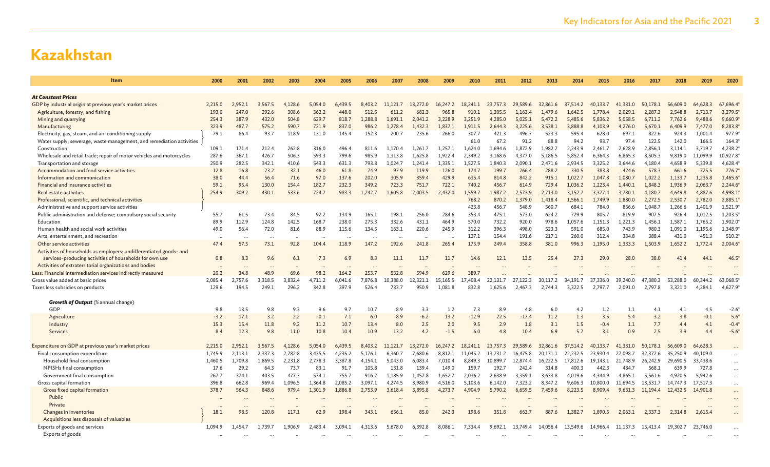# Kazakhstan

| Item | 2000 | 2001 | 2002 | 2003 | 2004 | 2005 | 2006 | 2007 | 2008 | 2009 | 2010 | 2011 | 2012 | 2013 | 2014 | 2015 | 2016 | 2017 | 2018 | 2019 | 2020 |
|---|---|---|---|---|---|---|---|---|---|---|---|---|---|---|---|---|---|---|---|---|---|
| ***At Constant Prices*** | | | | | | | | | | | | | | | | | | | | | |
| GDP by industrial origin at previous year's market prices | 2,215.0 | 2,952.1 | 3,567.5 | 4,128.6 | 5,054.0 | 6,439.5 | 8,403.2 | 11,121.7 | 13,272.0 | 16,247.2 | 18,241.1 | 23,757.3 | 29,589.6 | 32,861.6 | 37,514.2 | 40,133.7 | 41,331.0 | 50,178.1 | 56,609.0 | 64,628.3 | 67,696.4* |
| Agriculture, forestry, and fishing | 193.0 | 247.0 | 292.6 | 308.6 | 362.2 | 448.0 | 512.5 | 611.2 | 682.3 | 965.8 | 910.1 | 1,205.5 | 1,163.4 | 1,479.6 | 1,642.5 | 1,778.4 | 2,029.1 | 2,287.3 | 2,548.8 | 2,713.7 | 3,279.5* |
| Mining and quarrying | 254.3 | 387.9 | 432.0 | 504.8 | 629.7 | 818.7 | 1,288.8 | 1,691.1 | 2,041.2 | 3,228.9 | 3,251.9 | 4,285.0 | 5,025.1 | 5,472.2 | 5,485.6 | 5,836.2 | 5,058.5 | 6,711.2 | 7,762.6 | 9,488.6 | 9,660.9* |
| Manufacturing | 323.9 | 487.7 | 575.2 | 590.7 | 721.9 | 837.0 | 986.2 | 1,278.4 | 1,432.3 | 1,837.1 | 1,911.5 | 2,644.3 | 3,225.6 | 3,538.1 | 3,888.8 | 4,103.9 | 4,276.0 | 5,670.1 | 6,409.9 | 7,477.0 | 8,283.8* |
| Electricity, gas, steam, and air-conditioning supply | 79.1 | 86.4 | 93.7 | 118.9 | 131.0 | 145.4 | 152.3 | 200.7 | 235.6 | 266.0 | 307.7 | 421.3 | 496.7 | 523.3 | 595.4 | 628.0 | 697.1 | 822.6 | 924.3 | 1,001.4 | 977.9* |
| Water supply; sewerage, waste management, and remediation activities | | | | | | | | | | | 61.0 | 67.2 | 91.2 | 88.8 | 94.2 | 93.7 | 97.4 | 122.5 | 142.0 | 166.5 | 164.3* |
| Construction | 109.1 | 171.4 | 212.4 | 262.8 | 316.0 | 496.4 | 811.6 | 1,170.4 | 1,261.7 | 1,257.1 | 1,624.0 | 1,694.6 | 1,872.9 | 1,982.7 | 2,243.9 | 2,461.7 | 2,628.9 | 2,856.1 | 3,114.1 | 3,719.7 | 4,238.2* |
| Wholesale and retail trade; repair of motor vehicles and motorcycles | 287.6 | 367.1 | 426.7 | 506.3 | 593.3 | 799.6 | 985.9 | 1,313.8 | 1,625.8 | 1,922.4 | 2,349.2 | 3,168.6 | 4,377.0 | 5,186.5 | 5,852.4 | 6,364.3 | 6,865.3 | 8,505.3 | 9,819.0 | 11,099.9 | 10,927.8* |
| Transportation and storage | 250.9 | 282.5 | 342.1 | 410.6 | 543.3 | 631.3 | 793.8 | 1,024.7 | 1,241.4 | 1,335.1 | 1,527.5 | 1,840.3 | 2,090.1 | 2,471.6 | 2,934.5 | 3,325.2 | 3,644.6 | 4,180.4 | 4,658.9 | 5,339.8 | 4,628.4* |
| Accommodation and food service activities | 12.8 | 16.8 | 23.2 | 32.1 | 46.0 | 61.8 | 74.9 | 97.9 | 119.9 | 126.0 | 174.7 | 199.7 | 266.4 | 288.2 | 330.5 | 383.8 | 424.6 | 578.3 | 661.6 | 725.5 | 776.7* |
| Information and communication | 38.0 | 44.4 | 56.4 | 71.6 | 97.0 | 137.6 | 202.0 | 305.9 | 359.4 | 429.9 | 635.4 | 814.8 | 842.2 | 915.1 | 1,022.7 | 1,047.8 | 1,080.7 | 1,022.7 | 1,133.7 | 1,235.8 | 1,465.6* |
| Financial and insurance activities | 59.1 | 95.4 | 130.0 | 154.4 | 182.7 | 232.3 | 349.2 | 723.3 | 751.7 | 722.1 | 740.2 | 456.7 | 614.9 | 729.4 | 1,036.2 | 1,223.4 | 1,440.1 | 1,848.3 | 1,936.9 | 2,063.7 | 2,244.6* |
| Real estate activities | 254.9 | 309.2 | 430.1 | 533.6 | 724.7 | 983.3 | 1,242.7 | 1,605.8 | 2,003.5 | 2,432.0 | 1,559.7 | 1,987.2 | 2,573.9 | 2,713.0 | 3,152.7 | 3,377.4 | 3,780.1 | 4,180.7 | 4,649.8 | 4,887.6 | 4,998.1* |
| Professional, scientific, and technical activities | | | | | | | | | | | 768.2 | 870.2 | 1,379.0 | 1,418.4 | 1,566.1 | 1,749.9 | 1,880.0 | 2,272.5 | 2,530.7 | 2,782.0 | 2,885.1* |
| Administrative and support service activities | | | | | | | | | | | 423.8 | 456.7 | 548.9 | 560.7 | 684.1 | 784.0 | 856.6 | 1,048.7 | 1,266.6 | 1,401.9 | 1,521.9* |
| Public administration and defense; compulsory social security | 55.7 | 61.5 | 73.4 | 84.5 | 92.2 | 134.9 | 165.1 | 198.1 | 256.0 | 284.6 | 353.4 | 475.1 | 573.0 | 624.2 | 729.9 | 805.7 | 819.9 | 907.5 | 926.4 | 1,012.5 | 1,203.5* |
| Education | 89.9 | 112.9 | 124.8 | 142.5 | 168.7 | 238.0 | 275.3 | 332.6 | 431.1 | 464.9 | 570.0 | 732.2 | 920.0 | 978.6 | 1,057.6 | 1,151.3 | 1,221.3 | 1,456.1 | 1,587.1 | 1,765.2 | 1,902.0* |
| Human health and social work activities | 49.0 | 56.4 | 72.0 | 81.6 | 88.9 | 115.6 | 134.5 | 163.1 | 220.6 | 245.9 | 312.2 | 396.3 | 498.0 | 523.3 | 591.0 | 685.0 | 743.9 | 980.3 | 1,091.0 | 1,195.6 | 1,348.9* |
| Arts, entertainment, and recreation | ... | ... | ... | ... | ... | ... | ... | ... | ... | ... | 127.1 | 154.4 | 191.6 | 217.1 | 260.0 | 312.4 | 334.8 | 388.4 | 431.0 | 451.3 | 510.2* |
| Other service activities | 47.4 | 57.5 | 73.1 | 92.8 | 104.4 | 118.9 | 147.2 | 192.6 | 241.8 | 265.4 | 175.9 | 249.4 | 358.8 | 381.0 | 996.3 | 1,195.0 | 1,333.3 | 1,503.9 | 1,652.2 | 1,772.4 | 2,004.6* |
| Activities of households as employers; undifferentiated goods- and services-producing activities of households for own use | 0.8 | 8.3 | 9.6 | 6.1 | 7.3 | 6.9 | 8.3 | 11.1 | 11.7 | 11.7 | 14.6 | 12.1 | 13.5 | 25.4 | 27.3 | 29.0 | 28.0 | 38.0 | 41.4 | 44.1 | 46.5* |
| Activities of extraterritorial organizations and bodies | ... | ... | ... | ... | ... | ... | ... | ... | ... | ... | ... | ... | ... | ... | ... | ... | ... | ... | ... | ... | ... |
| Less: Financial intermediation services indirectly measured | 20.2 | 34.8 | 48.9 | 69.6 | 98.2 | 164.2 | 253.7 | 532.8 | 594.9 | 629.6 | 389.7 | ... | ... | ... | ... | ... | ... | ... | ... | ... | ... |
| Gross value added at basic prices | 2,085.4 | 2,757.6 | 3,318.5 | 3,832.4 | 4,711.2 | 6,041.6 | 7,876.8 | 10,388.0 | 12,321.1 | 15,165.5 | 17,408.4 | 22,131.7 | 27,122.3 | 30,117.2 | 34,191.7 | 37,336.0 | 39,240.0 | 47,380.3 | 53,288.0 | 60,344.2 | 63,068.5* |
| Taxes less subsidies on products | 129.6 | 194.5 | 249.1 | 296.2 | 342.8 | 397.9 | 526.4 | 733.7 | 950.9 | 1,081.8 | 832.8 | 1,625.6 | 2,467.3 | 2,744.3 | 3,322.5 | 2,797.7 | 2,091.0 | 2,797.8 | 3,321.0 | 4,284.1 | 4,627.9* |
| ***Growth of Output*** *(% annual change)* | | | | | | | | | | | | | | | | | | | | | |
| GDP | 9.8 | 13.5 | 9.8 | 9.3 | 9.6 | 9.7 | 10.7 | 8.9 | 3.3 | 1.2 | 7.3 | 8.9 | 4.8 | 6.0 | 4.2 | 1.2 | 1.1 | 4.1 | 4.1 | 4.5 | -2.6* |
| Agriculture | -3.2 | 17.1 | 3.2 | 2.2 | -0.1 | 7.1 | 6.0 | 8.9 | -6.2 | 13.2 | -12.9 | 22.5 | -17.4 | 11.2 | 1.3 | 3.5 | 5.4 | 3.2 | 3.8 | -0.1 | 5.6* |
| Industry | 15.3 | 15.4 | 11.8 | 9.2 | 11.2 | 10.7 | 13.4 | 8.0 | 2.5 | 2.0 | 9.5 | 2.9 | 1.8 | 3.1 | 1.5 | -0.4 | 1.1 | 7.7 | 4.4 | 4.1 | -0.4* |
| Services | 8.4 | 12.3 | 9.8 | 11.0 | 10.8 | 10.4 | 10.9 | 13.2 | 4.2 | -1.5 | 6.0 | 4.8 | 10.4 | 6.9 | 5.7 | 3.1 | 0.9 | 2.5 | 3.9 | 4.4 | -5.6* |
| Expenditure on GDP at previous year's market prices | 2,215.0 | 2,952.1 | 3,567.5 | 4,128.6 | 5,054.0 | 6,439.5 | 8,403.2 | 11,121.7 | 13,272.0 | 16,247.2 | 18,241.1 | 23,757.3 | 29,589.6 | 32,861.6 | 37,514.2 | 40,133.7 | 41,331.0 | 50,178.1 | 56,609.0 | 64,628.3 | ... |
| Final consumption expenditure | 1,745.9 | 2,113.1 | 2,337.3 | 2,782.8 | 3,435.5 | 4,235.2 | 5,176.1 | 6,360.7 | 7,680.6 | 8,812.1 | 11,045.2 | 13,731.2 | 16,475.8 | 20,171.1 | 22,232.5 | 23,930.4 | 27,098.7 | 32,372.6 | 35,250.9 | 40,109.0 | ... |
| Household final consumption | 1,460.5 | 1,709.8 | 1,869.5 | 2,231.8 | 2,778.3 | 3,387.8 | 4,154.1 | 5,043.0 | 6,083.4 | 7,010.4 | 8,849.3 | 10,899.7 | 12,874.4 | 16,222.5 | 17,812.6 | 19,143.1 | 21,748.9 | 26,242.9 | 29,690.5 | 33,438.6 | ... |
| NPISHs final consumption | 17.6 | 29.2 | 64.3 | 73.7 | 83.1 | 91.7 | 105.8 | 131.8 | 139.4 | 149.0 | 159.7 | 192.7 | 242.4 | 314.8 | 400.3 | 442.3 | 484.7 | 568.1 | 639.9 | 727.8 | ... |
| Government final consumption | 267.7 | 374.1 | 403.5 | 477.3 | 574.1 | 755.7 | 916.2 | 1,185.9 | 1,457.8 | 1,652.7 | 2,036.2 | 2,638.9 | 3,359.1 | 3,633.8 | 4,019.6 | 4,344.9 | 4,865.1 | 5,561.6 | 4,920.5 | 5,942.6 | ... |
| Gross capital formation | 396.8 | 662.8 | 969.4 | 1,096.5 | 1,364.8 | 2,085.2 | 3,097.1 | 4,274.5 | 3,980.9 | 4,516.0 | 5,103.6 | 6,142.0 | 7,323.2 | 8,347.2 | 9,606.3 | 10,800.0 | 11,694.5 | 13,531.7 | 14,747.3 | 17,517.3 | ... |
| Gross fixed capital formation | 378.7 | 564.3 | 848.6 | 979.4 | 1,301.9 | 1,886.8 | 2,753.9 | 3,618.4 | 3,895.8 | 4,273.7 | 4,904.9 | 5,790.2 | 6,659.5 | 7,459.6 | 8,223.5 | 8,909.4 | 9,631.3 | 11,194.4 | 12,432.5 | 14,901.8 | ... |
| Public | ... | ... | ... | ... | ... | ... | ... | ... | ... | ... | ... | ... | ... | ... | ... | ... | ... | ... | ... | ... | ... |
| Private | ... | ... | ... | ... | ... | ... | ... | ... | ... | ... | ... | ... | ... | ... | ... | ... | ... | ... | ... | ... | ... |
| Changes in inventories / Acquisitions less disposals of valuables | 18.1 | 98.5 | 120.8 | 117.1 | 62.9 | 198.4 | 343.1 | 656.1 | 85.0 | 242.3 | 198.6 | 351.8 | 663.7 | 887.6 | 1,382.7 | 1,890.5 | 2,063.1 | 2,337.3 | 2,314.8 | 2,615.4 | ... |
| Exports of goods and services | 1,094.9 | 1,454.7 | 1,739.7 | 1,906.9 | 2,483.4 | 3,094.1 | 4,313.6 | 5,678.0 | 6,392.8 | 8,086.1 | 7,334.4 | 9,692.1 | 13,749.4 | 14,056.4 | 13,549.6 | 14,966.4 | 11,137.3 | 15,413.4 | 19,302.7 | 23,746.0 | ... |
| Exports of goods | ... | ... | ... | ... | ... | ... | ... | ... | ... | ... | ... | ... | ... | ... | ... | ... | ... | ... | ... | ... | ... |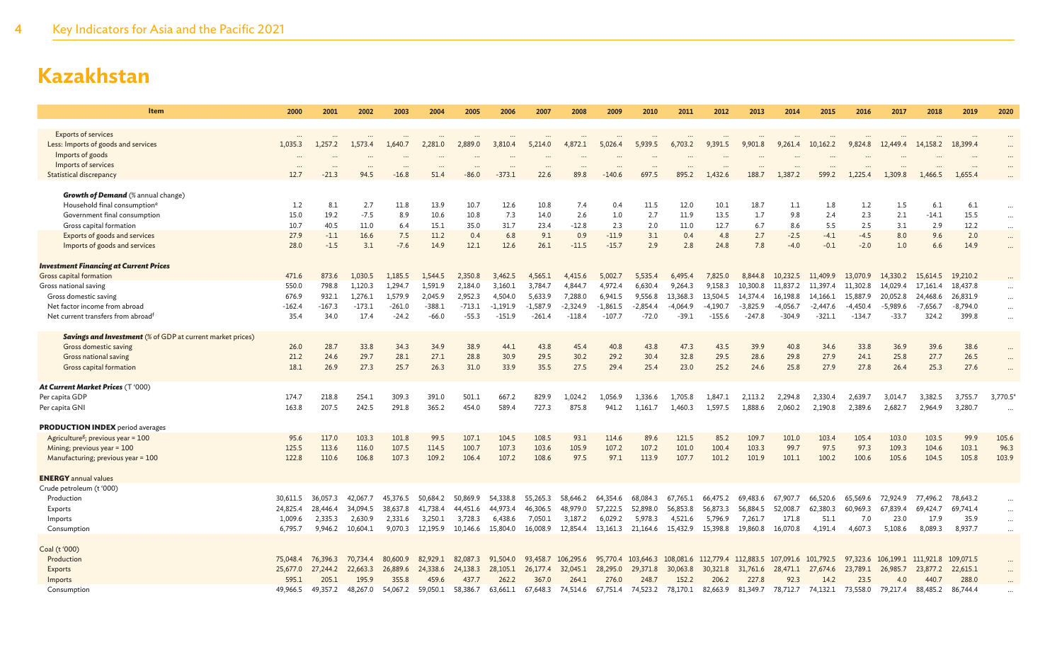# Kazakhstan

| Item | 2000 | 2001 | 2002 | 2003 | 2004 | 2005 | 2006 | 2007 | 2008 | 2009 | 2010 | 2011 | 2012 | 2013 | 2014 | 2015 | 2016 | 2017 | 2018 | 2019 | 2020 |
|---|---|---|---|---|---|---|---|---|---|---|---|---|---|---|---|---|---|---|---|---|---|
| Exports of services | ... | ... | ... | ... | ... | ... | ... | ... | ... | ... | ... | ... | ... | ... | ... | ... | ... | ... | ... | ... | ... |
| Less: Imports of goods and services | 1,035.3 | 1,257.2 | 1,573.4 | 1,640.7 | 2,281.0 | 2,889.0 | 3,810.4 | 5,214.0 | 4,872.1 | 5,026.4 | 5,939.5 | 6,703.2 | 9,391.5 | 9,901.8 | 9,261.4 | 10,162.2 | 9,824.8 | 12,449.4 | 14,158.2 | 18,399.4 | ... |
| Imports of goods | ... | ... | ... | ... | ... | ... | ... | ... | ... | ... | ... | ... | ... | ... | ... | ... | ... | ... | ... | ... | ... |
| Imports of services | ... | ... | ... | ... | ... | ... | ... | ... | ... | ... | ... | ... | ... | ... | ... | ... | ... | ... | ... | ... | ... |
| Statistical discrepancy | 12.7 | -21.3 | 94.5 | -16.8 | 51.4 | -86.0 | -373.1 | 22.6 | 89.8 | -140.6 | 697.5 | 895.2 | 1,432.6 | 188.7 | 1,387.2 | 599.2 | 1,225.4 | 1,309.8 | 1,466.5 | 1,655.4 | ... |
| ***Growth of Demand*** (% annual change) | | | | | | | | | | | | | | | | | | | | | |
| Household final consumption[e] | 1.2 | 8.1 | 2.7 | 11.8 | 13.9 | 10.7 | 12.6 | 10.8 | 7.4 | 0.4 | 11.5 | 12.0 | 10.1 | 18.7 | 1.1 | 1.8 | 1.2 | 1.5 | 6.1 | 6.1 | ... |
| Government final consumption | 15.0 | 19.2 | -7.5 | 8.9 | 10.6 | 10.8 | 7.3 | 14.0 | 2.6 | 1.0 | 2.7 | 11.9 | 13.5 | 1.7 | 9.8 | 2.4 | 2.3 | 2.1 | -14.1 | 15.5 | ... |
| Gross capital formation | 10.7 | 40.5 | 11.0 | 6.4 | 15.1 | 35.0 | 31.7 | 23.4 | -12.8 | 2.3 | 2.0 | 11.0 | 12.7 | 6.7 | 8.6 | 5.5 | 2.5 | 3.1 | 2.9 | 12.2 | ... |
| Exports of goods and services | 27.9 | -1.1 | 16.6 | 7.5 | 11.2 | 0.4 | 6.8 | 9.1 | 0.9 | -11.9 | 3.1 | 0.4 | 4.8 | 2.7 | -2.5 | -4.1 | -4.5 | 8.0 | 9.6 | 2.0 | ... |
| Imports of goods and services | 28.0 | -1.5 | 3.1 | -7.6 | 14.9 | 12.1 | 12.6 | 26.1 | -11.5 | -15.7 | 2.9 | 2.8 | 24.8 | 7.8 | -4.0 | -0.1 | -2.0 | 1.0 | 6.6 | 14.9 | ... |
| ***Investment Financing at Current Prices*** | | | | | | | | | | | | | | | | | | | | | |
| Gross capital formation | 471.6 | 873.6 | 1,030.5 | 1,185.5 | 1,544.5 | 2,350.8 | 3,462.5 | 4,565.1 | 4,415.6 | 5,002.7 | 5,535.4 | 6,495.4 | 7,825.0 | 8,844.8 | 10,232.5 | 11,409.9 | 13,070.9 | 14,330.2 | 15,614.5 | 19,210.2 | ... |
| Gross national saving | 550.0 | 798.8 | 1,120.3 | 1,294.7 | 1,591.9 | 2,184.0 | 3,160.1 | 3,784.7 | 4,844.7 | 4,972.4 | 6,630.4 | 9,264.3 | 9,158.3 | 10,300.8 | 11,837.2 | 11,397.4 | 11,302.8 | 14,029.4 | 17,161.4 | 18,437.8 | ... |
| Gross domestic saving | 676.9 | 932.1 | 1,276.1 | 1,579.9 | 2,045.9 | 2,952.3 | 4,504.0 | 5,633.9 | 7,288.0 | 6,941.5 | 9,556.8 | 13,368.3 | 13,504.5 | 14,374.4 | 16,198.8 | 14,166.1 | 15,887.9 | 20,052.8 | 24,468.6 | 26,831.9 | ... |
| Net factor income from abroad | -162.4 | -167.3 | -173.1 | -261.0 | -388.1 | -713.1 | -1,191.9 | -1,587.9 | -2,324.9 | -1,861.5 | -2,854.4 | -4,064.9 | -4,190.7 | -3,825.9 | -4,056.7 | -2,447.6 | -4,450.4 | -5,989.6 | -7,656.7 | -8,794.0 | ... |
| Net current transfers from abroad[f] | 35.4 | 34.0 | 17.4 | -24.2 | -66.0 | -55.3 | -151.9 | -261.4 | -118.4 | -107.7 | -72.0 | -39.1 | -155.6 | -247.8 | -304.9 | -321.1 | -134.7 | -33.7 | 324.2 | 399.8 | ... |
| ***Savings and Investment*** (% of GDP at current market prices) | | | | | | | | | | | | | | | | | | | | | |
| Gross domestic saving | 26.0 | 28.7 | 33.8 | 34.3 | 34.9 | 38.9 | 44.1 | 43.8 | 45.4 | 40.8 | 43.8 | 47.3 | 43.5 | 39.9 | 40.8 | 34.6 | 33.8 | 36.9 | 39.6 | 38.6 | ... |
| Gross national saving | 21.2 | 24.6 | 29.7 | 28.1 | 27.1 | 28.8 | 30.9 | 29.5 | 30.2 | 29.2 | 30.4 | 32.8 | 29.5 | 28.6 | 29.8 | 27.9 | 24.1 | 25.8 | 27.7 | 26.5 | ... |
| Gross capital formation | 18.1 | 26.9 | 27.3 | 25.7 | 26.3 | 31.0 | 33.9 | 35.5 | 27.5 | 29.4 | 25.4 | 23.0 | 25.2 | 24.6 | 25.8 | 27.9 | 27.8 | 26.4 | 25.3 | 27.6 | ... |
| ***At Current Market Prices*** (T '000) | | | | | | | | | | | | | | | | | | | | | |
| Per capita GDP | 174.7 | 218.8 | 254.1 | 309.3 | 391.0 | 501.1 | 667.2 | 829.9 | 1,024.2 | 1,056.9 | 1,336.6 | 1,705.8 | 1,847.1 | 2,113.2 | 2,294.8 | 2,330.4 | 2,639.7 | 3,014.7 | 3,382.5 | 3,755.7 | 3,770.5* |
| Per capita GNI | 163.8 | 207.5 | 242.5 | 291.8 | 365.2 | 454.0 | 589.4 | 727.3 | 875.8 | 941.2 | 1,161.7 | 1,460.3 | 1,597.5 | 1,888.6 | 2,060.2 | 2,190.8 | 2,389.6 | 2,682.7 | 2,964.9 | 3,280.7 | ... |
| **PRODUCTION INDEX** period averages | | | | | | | | | | | | | | | | | | | | | |
| Agriculture[g]; previous year = 100 | 95.6 | 117.0 | 103.3 | 101.8 | 99.5 | 107.1 | 104.5 | 108.5 | 93.1 | 114.6 | 89.6 | 121.5 | 85.2 | 109.7 | 101.0 | 103.4 | 105.4 | 103.0 | 103.5 | 99.9 | 105.6 |
| Mining; previous year = 100 | 125.5 | 113.6 | 116.0 | 107.5 | 114.5 | 100.7 | 107.3 | 103.6 | 105.9 | 107.2 | 107.2 | 101.0 | 100.4 | 103.3 | 99.7 | 97.5 | 97.3 | 109.3 | 104.6 | 103.1 | 96.3 |
| Manufacturing; previous year = 100 | 122.8 | 110.6 | 106.8 | 107.3 | 109.2 | 106.4 | 107.2 | 108.6 | 97.5 | 97.1 | 113.9 | 107.7 | 101.2 | 101.9 | 101.1 | 100.2 | 100.6 | 105.6 | 104.5 | 105.8 | 103.9 |
| **ENERGY** annual values | | | | | | | | | | | | | | | | | | | | | |
| Crude petroleum (t '000) | | | | | | | | | | | | | | | | | | | | | |
| Production | 30,611.5 | 36,057.3 | 42,067.7 | 45,376.5 | 50,684.2 | 50,869.9 | 54,338.8 | 55,265.3 | 58,646.2 | 64,354.6 | 68,084.3 | 67,765.1 | 66,475.2 | 69,483.6 | 67,907.7 | 66,520.6 | 65,569.6 | 72,924.9 | 77,496.2 | 78,643.2 | ... |
| Exports | 24,825.4 | 28,446.4 | 34,094.5 | 38,637.8 | 41,738.4 | 44,451.6 | 44,973.4 | 46,306.5 | 48,979.0 | 57,222.5 | 52,898.0 | 56,853.8 | 56,873.3 | 56,884.5 | 52,008.7 | 62,380.3 | 60,969.3 | 67,839.4 | 69,424.7 | 69,741.4 | ... |
| Imports | 1,009.6 | 2,335.3 | 2,630.9 | 2,331.6 | 3,250.1 | 3,728.3 | 6,438.6 | 7,050.1 | 3,187.2 | 6,029.2 | 5,978.3 | 4,521.6 | 5,796.9 | 7,261.7 | 171.8 | 51.1 | 7.0 | 23.0 | 17.9 | 35.9 | ... |
| Consumption | 6,795.7 | 9,946.2 | 10,604.1 | 9,070.3 | 12,195.9 | 10,146.6 | 15,804.0 | 16,008.9 | 12,854.4 | 13,161.3 | 21,164.6 | 15,432.9 | 15,398.8 | 19,860.8 | 16,070.8 | 4,191.4 | 4,607.3 | 5,108.6 | 8,089.3 | 8,937.7 | ... |
| Coal (t '000) | | | | | | | | | | | | | | | | | | | | | |
| Production | 75,048.4 | 76,396.3 | 70,734.4 | 80,600.9 | 82,929.1 | 82,087.3 | 91,504.0 | 93,458.7 | 106,295.6 | 95,770.4 | 103,646.3 | 108,081.6 | 112,779.4 | 112,883.5 | 107,091.6 | 101,792.5 | 97,323.6 | 106,199.1 | 111,921.8 | 109,071.5 | ... |
| Exports | 25,677.0 | 27,244.2 | 22,663.3 | 26,889.6 | 24,338.6 | 24,138.3 | 28,105.1 | 26,177.4 | 32,045.1 | 28,295.0 | 29,371.8 | 30,063.8 | 30,321.8 | 31,761.6 | 28,471.1 | 27,674.6 | 23,789.1 | 26,985.7 | 23,877.2 | 22,615.1 | ... |
| Imports | 595.1 | 205.1 | 195.9 | 355.8 | 459.6 | 437.7 | 262.2 | 367.0 | 264.1 | 276.0 | 248.7 | 152.2 | 206.2 | 227.8 | 92.3 | 14.2 | 23.5 | 4.0 | 440.7 | 288.0 | ... |
| Consumption | 49,966.5 | 49,357.2 | 48,267.0 | 54,067.2 | 59,050.1 | 58,386.7 | 63,661.1 | 67,648.3 | 74,514.6 | 67,751.4 | 74,523.2 | 78,170.1 | 82,663.9 | 81,349.7 | 78,712.7 | 74,132.1 | 73,558.0 | 79,217.4 | 88,485.2 | 86,744.4 | ... |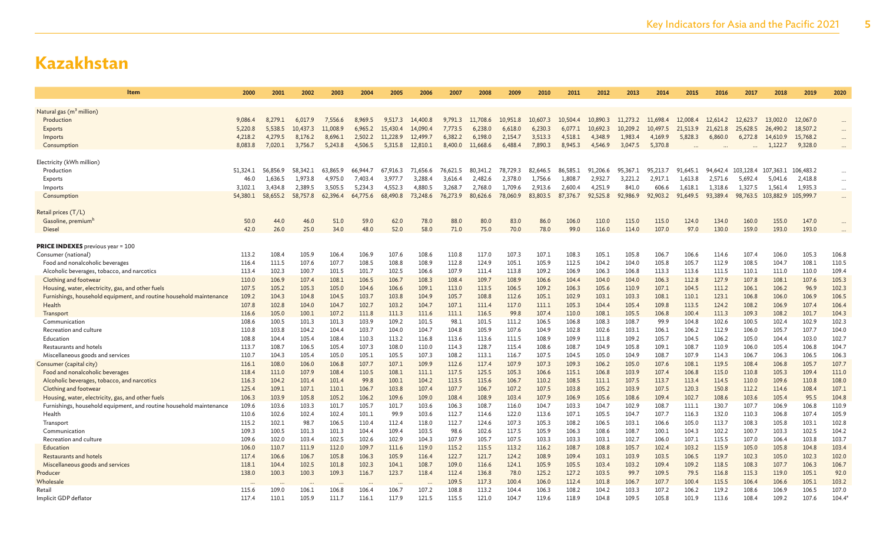# Kazakhstan

| Item | 2000 | 2001 | 2002 | 2003 | 2004 | 2005 | 2006 | 2007 | 2008 | 2009 | 2010 | 2011 | 2012 | 2013 | 2014 | 2015 | 2016 | 2017 | 2018 | 2019 | 2020 |
|---|---|---|---|---|---|---|---|---|---|---|---|---|---|---|---|---|---|---|---|---|---|
| Natural gas ($m^3$ million) | | | | | | | | | | | | | | | | | | | | | |
| Production | 9,086.4 | 8,279.1 | 6,017.9 | 7,556.6 | 8,969.5 | 9,517.3 | 14,400.8 | 9,791.3 | 11,708.6 | 10,951.8 | 10,607.3 | 10,504.4 | 10,890.3 | 11,273.2 | 11,698.4 | 12,008.4 | 12,614.2 | 12,623.7 | 13,002.0 | 12,067.0 | ... |
| Exports | 5,220.8 | 5,538.5 | 10,437.3 | 11,008.9 | 6,965.2 | 15,430.4 | 14,090.4 | 7,773.5 | 6,238.0 | 6,618.0 | 6,230.3 | 6,077.1 | 10,692.3 | 10,209.2 | 10,497.5 | 21,513.9 | 21,621.8 | 25,628.5 | 26,490.2 | 18,507.2 | ... |
| Imports | 4,218.2 | 4,279.5 | 8,176.2 | 8,696.1 | 2,502.2 | 11,228.9 | 12,499.7 | 6,382.2 | 6,198.0 | 2,154.7 | 3,513.3 | 4,518.1 | 4,348.9 | 1,983.4 | 4,169.9 | 5,828.3 | 6,860.0 | 6,272.8 | 14,610.9 | 15,768.2 | ... |
| Consumption | 8,083.8 | 7,020.1 | 3,756.7 | 5,243.8 | 4,506.5 | 5,315.8 | 12,810.1 | 8,400.0 | 11,668.6 | 6,488.4 | 7,890.3 | 8,945.3 | 4,546.9 | 3,047.5 | 5,370.8 | ... | ... | ... | 1,122.7 | 9,328.0 | ... |
| Electricity (kWh million) | | | | | | | | | | | | | | | | | | | | | |
| Production | 51,324.1 | 56,856.9 | 58,342.1 | 63,865.9 | 66,944.7 | 67,916.3 | 71,656.6 | 76,621.5 | 80,341.2 | 78,729.3 | 82,646.5 | 86,585.1 | 91,206.6 | 95,367.1 | 95,213.7 | 91,645.1 | 94,642.4 | 103,128.4 | 107,363.1 | 106,483.2 | ... |
| Exports | 46.0 | 1,636.5 | 1,973.8 | 4,975.0 | 7,403.4 | 3,977.7 | 3,288.4 | 3,616.4 | 2,482.6 | 2,378.0 | 1,756.6 | 1,808.7 | 2,932.7 | 3,221.2 | 2,917.1 | 1,613.8 | 2,571.6 | 5,692.4 | 5,041.6 | 2,418.8 | ... |
| Imports | 3,102.1 | 3,434.8 | 2,389.5 | 3,505.5 | 5,234.3 | 4,552.3 | 4,880.5 | 3,268.7 | 2,768.0 | 1,709.6 | 2,913.6 | 2,600.4 | 4,251.9 | 841.0 | 606.6 | 1,618.1 | 1,318.6 | 1,327.5 | 1,561.4 | 1,935.3 | ... |
| Consumption | 54,380.1 | 58,655.2 | 58,757.8 | 62,396.4 | 64,775.6 | 68,490.8 | 73,248.6 | 76,273.9 | 80,626.6 | 78,060.9 | 83,803.5 | 87,376.7 | 92,525.8 | 92,986.9 | 92,903.2 | 91,649.5 | 93,389.4 | 98,763.5 | 103,882.9 | 105,999.7 | ... |
| Retail prices (T/L) | | | | | | | | | | | | | | | | | | | | | |
| Gasoline, premium[h] | 50.0 | 44.0 | 46.0 | 51.0 | 59.0 | 62.0 | 78.0 | 88.0 | 80.0 | 83.0 | 86.0 | 106.0 | 110.0 | 115.0 | 115.0 | 124.0 | 134.0 | 160.0 | 155.0 | 147.0 | ... |
| Diesel | 42.0 | 26.0 | 25.0 | 34.0 | 48.0 | 52.0 | 58.0 | 71.0 | 75.0 | 70.0 | 78.0 | 99.0 | 116.0 | 114.0 | 107.0 | 97.0 | 130.0 | 159.0 | 193.0 | 193.0 | ... |
| **PRICE INDEXES** previous year = 100 | | | | | | | | | | | | | | | | | | | | | |
| Consumer (national) | 113.2 | 108.4 | 105.9 | 106.4 | 106.9 | 107.6 | 108.6 | 110.8 | 117.0 | 107.3 | 107.1 | 108.3 | 105.1 | 105.8 | 106.7 | 106.6 | 114.6 | 107.4 | 106.0 | 105.3 | 106.8 |
| Food and nonalcoholic beverages | 116.4 | 111.5 | 107.6 | 107.7 | 108.5 | 108.8 | 108.9 | 112.8 | 124.9 | 105.1 | 105.9 | 112.5 | 104.2 | 104.0 | 105.8 | 105.7 | 112.9 | 108.5 | 104.7 | 108.1 | 110.5 |
| Alcoholic beverages, tobacco, and narcotics | 113.4 | 102.3 | 100.7 | 101.5 | 101.7 | 102.5 | 106.6 | 107.9 | 111.4 | 113.8 | 109.2 | 106.9 | 106.3 | 106.8 | 113.3 | 113.6 | 111.5 | 110.1 | 111.0 | 110.0 | 109.4 |
| Clothing and footwear | 110.0 | 106.9 | 107.4 | 108.1 | 106.5 | 106.7 | 108.3 | 108.4 | 109.7 | 108.9 | 106.6 | 104.4 | 104.0 | 104.0 | 106.3 | 112.8 | 127.9 | 107.8 | 108.1 | 107.6 | 105.3 |
| Housing, water, electricity, gas, and other fuels | 107.5 | 105.2 | 105.3 | 105.0 | 104.6 | 106.6 | 109.1 | 113.0 | 113.5 | 106.5 | 109.2 | 106.3 | 105.6 | 110.9 | 107.1 | 104.5 | 111.2 | 106.1 | 106.2 | 96.9 | 102.3 |
| Furnishings, household equipment, and routine household maintenance | 109.2 | 104.3 | 104.8 | 104.5 | 103.7 | 103.8 | 104.9 | 105.7 | 108.8 | 112.6 | 105.1 | 102.9 | 103.1 | 103.3 | 108.1 | 110.1 | 123.1 | 106.8 | 106.0 | 106.9 | 106.5 |
| Health | 107.8 | 102.8 | 104.0 | 104.7 | 102.7 | 103.2 | 104.7 | 107.1 | 111.4 | 117.0 | 111.1 | 105.3 | 104.4 | 105.4 | 109.8 | 113.5 | 124.2 | 108.2 | 106.9 | 107.4 | 106.4 |
| Transport | 116.6 | 105.0 | 100.1 | 107.2 | 111.8 | 111.3 | 111.6 | 111.1 | 116.5 | 99.8 | 107.4 | 110.0 | 108.1 | 105.5 | 106.8 | 100.4 | 111.3 | 109.3 | 108.2 | 101.7 | 104.3 |
| Communication | 108.6 | 100.5 | 101.3 | 101.3 | 103.9 | 109.2 | 101.5 | 98.1 | 101.5 | 111.2 | 106.5 | 106.8 | 108.3 | 108.7 | 99.9 | 104.8 | 102.6 | 100.5 | 102.4 | 102.9 | 102.3 |
| Recreation and culture | 110.8 | 103.8 | 104.2 | 104.4 | 103.7 | 104.0 | 104.7 | 104.8 | 105.9 | 107.6 | 104.9 | 102.8 | 102.6 | 103.1 | 106.1 | 106.2 | 112.9 | 106.0 | 105.7 | 107.7 | 104.0 |
| Education | 108.8 | 104.4 | 105.4 | 108.4 | 110.3 | 113.2 | 116.8 | 113.6 | 113.6 | 111.5 | 108.9 | 109.9 | 111.8 | 109.2 | 105.7 | 104.5 | 106.2 | 105.0 | 104.4 | 103.0 | 102.7 |
| Restaurants and hotels | 113.7 | 108.7 | 106.5 | 105.4 | 107.3 | 108.0 | 110.0 | 114.3 | 128.7 | 115.4 | 108.6 | 108.7 | 104.9 | 105.8 | 109.1 | 108.7 | 110.9 | 106.0 | 105.4 | 106.8 | 104.7 |
| Miscellaneous goods and services | 110.7 | 104.3 | 105.4 | 105.0 | 105.1 | 105.5 | 107.3 | 108.2 | 113.1 | 116.7 | 107.5 | 104.5 | 105.0 | 104.9 | 108.7 | 107.9 | 114.3 | 106.7 | 106.3 | 106.5 | 106.3 |
| Consumer (capital city) | 116.1 | 108.0 | 106.0 | 106.8 | 107.7 | 107.1 | 109.9 | 112.6 | 117.4 | 107.9 | 107.3 | 109.3 | 106.2 | 105.0 | 107.6 | 108.1 | 119.5 | 108.4 | 106.8 | 105.7 | 107.7 |
| Food and nonalcoholic beverages | 118.4 | 111.0 | 107.9 | 108.4 | 110.5 | 108.1 | 111.1 | 117.5 | 125.5 | 105.3 | 106.6 | 115.1 | 106.8 | 103.9 | 107.4 | 106.8 | 115.0 | 110.8 | 105.3 | 109.4 | 111.0 |
| Alcoholic beverages, tobacco, and narcotics | 116.3 | 104.2 | 101.4 | 101.4 | 99.8 | 100.1 | 104.2 | 113.5 | 115.6 | 106.7 | 110.2 | 108.5 | 111.1 | 107.5 | 113.7 | 113.4 | 114.5 | 110.0 | 109.6 | 110.8 | 108.0 |
| Clothing and footwear | 125.4 | 109.1 | 107.1 | 110.1 | 106.7 | 103.8 | 107.4 | 107.7 | 106.7 | 107.2 | 107.5 | 103.8 | 105.2 | 103.9 | 107.5 | 120.3 | 150.8 | 112.2 | 114.6 | 108.4 | 107.1 |
| Housing, water, electricity, gas, and other fuels | 106.3 | 103.9 | 105.8 | 105.2 | 106.2 | 109.6 | 109.0 | 108.4 | 108.9 | 103.4 | 107.9 | 106.9 | 105.6 | 108.6 | 109.4 | 102.7 | 108.6 | 103.6 | 105.4 | 95.5 | 104.8 |
| Furnishings, household equipment, and routine household maintenance | 109.6 | 103.6 | 103.3 | 101.7 | 105.7 | 101.7 | 103.6 | 106.3 | 108.7 | 116.0 | 104.7 | 103.3 | 104.7 | 102.9 | 108.7 | 111.1 | 130.7 | 107.7 | 106.9 | 106.8 | 110.9 |
| Health | 110.6 | 102.6 | 102.4 | 102.4 | 101.1 | 99.9 | 103.6 | 112.7 | 114.6 | 122.0 | 113.6 | 107.1 | 105.5 | 104.7 | 107.7 | 116.3 | 132.0 | 110.3 | 106.8 | 107.4 | 105.9 |
| Transport | 115.2 | 102.1 | 98.7 | 106.5 | 110.4 | 112.4 | 118.0 | 112.7 | 124.6 | 107.3 | 105.3 | 108.2 | 106.5 | 103.1 | 106.6 | 105.0 | 113.7 | 108.3 | 105.8 | 103.1 | 102.8 |
| Communication | 109.3 | 100.5 | 101.3 | 101.3 | 104.4 | 109.4 | 103.5 | 98.6 | 102.6 | 117.5 | 105.9 | 106.3 | 108.6 | 108.7 | 100.1 | 104.3 | 102.2 | 100.7 | 103.3 | 102.5 | 104.2 |
| Recreation and culture | 109.6 | 102.0 | 103.4 | 102.5 | 102.6 | 102.9 | 104.3 | 107.9 | 105.7 | 107.5 | 103.3 | 103.3 | 103.1 | 102.7 | 106.0 | 107.1 | 115.5 | 107.0 | 106.4 | 103.8 | 103.7 |
| Education | 106.0 | 110.7 | 111.9 | 112.0 | 109.7 | 111.6 | 119.0 | 115.2 | 115.5 | 113.2 | 116.2 | 108.7 | 108.8 | 105.7 | 102.4 | 103.2 | 115.9 | 105.0 | 105.8 | 104.8 | 103.4 |
| Restaurants and hotels | 117.4 | 106.6 | 106.7 | 105.8 | 106.3 | 105.9 | 116.4 | 122.7 | 121.7 | 124.2 | 108.9 | 109.4 | 103.1 | 103.9 | 103.5 | 106.5 | 119.7 | 102.3 | 105.0 | 102.3 | 102.0 |
| Miscellaneous goods and services | 118.1 | 104.4 | 102.5 | 101.8 | 102.3 | 104.1 | 108.7 | 109.0 | 116.6 | 124.1 | 105.9 | 105.5 | 103.4 | 103.2 | 109.4 | 109.2 | 118.5 | 108.3 | 107.7 | 106.3 | 106.7 |
| Producer | 138.0 | 100.3 | 100.3 | 109.3 | 116.7 | 123.7 | 118.4 | 112.4 | 136.8 | 78.0 | 125.2 | 127.2 | 103.5 | 99.7 | 109.5 | 79.5 | 116.8 | 115.3 | 119.0 | 105.1 | 92.0 |
| Wholesale | ... | ... | ... | ... | ... | ... | ... | 109.5 | 117.3 | 100.4 | 106.0 | 112.4 | 101.8 | 106.7 | 107.7 | 100.4 | 115.5 | 106.4 | 106.6 | 105.1 | 103.2 |
| Retail | 115.6 | 109.0 | 106.1 | 106.8 | 106.4 | 106.7 | 107.2 | 108.8 | 113.2 | 104.4 | 106.3 | 108.2 | 104.2 | 103.3 | 107.2 | 106.2 | 119.2 | 108.6 | 106.9 | 106.5 | 107.0 |
| Implicit GDP deflator | 117.4 | 110.1 | 105.9 | 111.7 | 116.1 | 117.9 | 121.5 | 115.5 | 121.0 | 104.7 | 119.6 | 118.9 | 104.8 | 109.5 | 105.8 | 101.9 | 113.6 | 108.4 | 109.2 | 107.6 | 104.4* |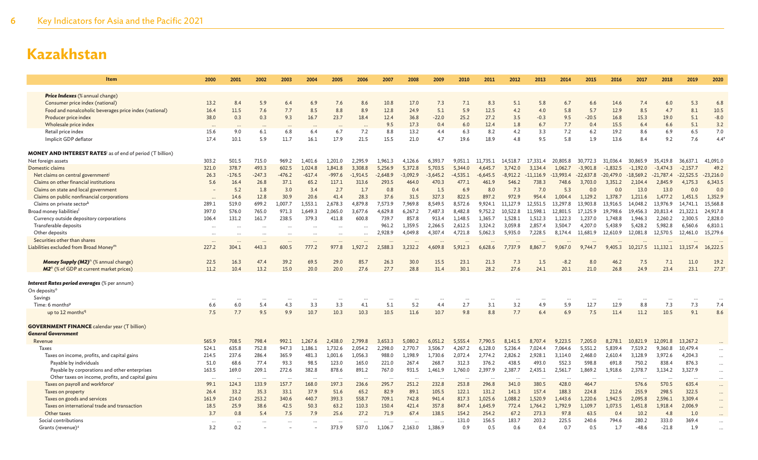# Kazakhstan

| Item | 2000 | 2001 | 2002 | 2003 | 2004 | 2005 | 2006 | 2007 | 2008 | 2009 | 2010 | 2011 | 2012 | 2013 | 2014 | 2015 | 2016 | 2017 | 2018 | 2019 | 2020 |
|---|---|---|---|---|---|---|---|---|---|---|---|---|---|---|---|---|---|---|---|---|---|
| ***Price Indexes*** (% annual change) | | | | | | | | | | | | | | | | | | | | | |
| Consumer price index (national) | 13.2 | 8.4 | 5.9 | 6.4 | 6.9 | 7.6 | 8.6 | 10.8 | 17.0 | 7.3 | 7.1 | 8.3 | 5.1 | 5.8 | 6.7 | 6.6 | 14.6 | 7.4 | 6.0 | 5.3 | 6.8 |
| Food and nonalcoholic beverages price index (national) | 16.4 | 11.5 | 7.6 | 7.7 | 8.5 | 8.8 | 8.9 | 12.8 | 24.9 | 5.1 | 5.9 | 12.5 | 4.2 | 4.0 | 5.8 | 5.7 | 12.9 | 8.5 | 4.7 | 8.1 | 10.5 |
| Producer price index | 38.0 | 0.3 | 0.3 | 9.3 | 16.7 | 23.7 | 18.4 | 12.4 | 36.8 | -22.0 | 25.2 | 27.2 | 3.5 | -0.3 | 9.5 | -20.5 | 16.8 | 15.3 | 19.0 | 5.1 | -8.0 |
| Wholesale price index | ... | ... | ... | ... | ... | ... | ... | 9.5 | 17.3 | 0.4 | 6.0 | 12.4 | 1.8 | 6.7 | 7.7 | 0.4 | 15.5 | 6.4 | 6.6 | 5.1 | 3.2 |
| Retail price index | 15.6 | 9.0 | 6.1 | 6.8 | 6.4 | 6.7 | 7.2 | 8.8 | 13.2 | 4.4 | 6.3 | 8.2 | 4.2 | 3.3 | 7.2 | 6.2 | 19.2 | 8.6 | 6.9 | 6.5 | 7.0 |
| Implicit GDP deflator | 17.4 | 10.1 | 5.9 | 11.7 | 16.1 | 17.9 | 21.5 | 15.5 | 21.0 | 4.7 | 19.6 | 18.9 | 4.8 | 9.5 | 5.8 | 1.9 | 13.6 | 8.4 | 9.2 | 7.6 | 4.4* |
| **MONEY AND INTEREST RATES**[i] as of end of period (T billion) | | | | | | | | | | | | | | | | | | | | | |
| Net foreign assets | 303.2 | 501.5 | 715.0 | 969.2 | 1,401.6 | 1,201.0 | 2,295.9 | 1,961.3 | 4,126.6 | 6,393.7 | 9,051.1 | 11,735.1 | 14,518.7 | 17,331.4 | 20,805.8 | 30,772.3 | 31,036.4 | 30,865.9 | 35,419.8 | 36,637.1 | 41,091.0 |
| Domestic claims | 321.0 | 378.7 | 493.3 | 602.5 | 1,024.8 | 1,841.8 | 3,308.8 | 5,256.9 | 5,372.8 | 5,703.5 | 5,344.0 | 4,645.7 | 3,742.0 | 3,134.4 | 1,062.7 | -3,901.8 | -1,832.5 | -1,192.0 | -3,474.3 | -2,157.7 | 49.2 |
| Net claims on central government[j] | 26.3 | -176.5 | -247.3 | -476.2 | -617.4 | -997.6 | -1,914.5 | -2,648.9 | -3,092.9 | -3,645.2 | -4,535.1 | -6,645.5 | -8,912.2 | -11,116.9 | -13,993.4 | -22,637.8 | -20,479.0 | -18,569.2 | -21,787.4 | -22,525.5 | -23,216.0 |
| Claims on other financial institutions | 5.6 | 16.4 | 26.8 | 37.1 | 65.2 | 117.1 | 313.6 | 293.5 | 464.0 | 470.3 | 477.1 | 461.9 | 546.2 | 738.3 | 748.6 | 3,703.0 | 3,351.2 | 2,104.4 | 2,845.9 | 4,175.3 | 6,343.5 |
| Claims on state and local government | – | 5.2 | 1.8 | 3.0 | 3.4 | 2.7 | 1.7 | 0.8 | 0.4 | 1.5 | 6.9 | 8.0 | 7.3 | 7.0 | 5.3 | 0.0 | 0.0 | 13.0 | 13.0 | 0.0 | 0.0 |
| Claims on public nonfinancial corporations | ... | 14.6 | 12.8 | 30.9 | 20.6 | 41.4 | 28.3 | 37.6 | 31.5 | 327.3 | 822.5 | 897.2 | 972.9 | 954.4 | 1,004.4 | 1,129.2 | 1,378.7 | 1,211.6 | 1,477.2 | 1,451.5 | 1,352.9 |
| Claims on private sector[k] | 289.1 | 519.0 | 699.2 | 1,007.7 | 1,553.1 | 2,678.3 | 4,879.8 | 7,573.9 | 7,969.8 | 8,549.5 | 8,572.6 | 9,924.1 | 11,127.9 | 12,551.5 | 13,297.8 | 13,903.8 | 13,916.5 | 14,048.2 | 13,976.9 | 14,741.1 | 15,568.8 |
| Broad money liabilities[l] | 397.0 | 576.0 | 765.0 | 971.3 | 1,649.3 | 2,065.0 | 3,677.6 | 4,629.8 | 6,267.2 | 7,487.3 | 8,482.8 | 9,752.2 | 10,522.8 | 11,598.1 | 12,801.5 | 17,125.9 | 19,798.6 | 19,456.3 | 20,813.4 | 21,322.1 | 24,917.8 |
| Currency outside depository corporations | 106.4 | 131.2 | 161.7 | 238.5 | 379.3 | 411.8 | 600.8 | 739.7 | 857.8 | 913.4 | 1,148.5 | 1,365.7 | 1,528.1 | 1,512.3 | 1,122.3 | 1,237.0 | 1,748.8 | 1,946.3 | 2,260.2 | 2,300.5 | 2,828.0 |
| Transferable deposits | ... | ... | ... | ... | ... | ... | ... | 961.2 | 1,359.5 | 2,266.5 | 2,612.5 | 3,324.2 | 3,059.8 | 2,857.4 | 3,504.7 | 4,207.0 | 5,438.9 | 5,428.2 | 5,982.8 | 6,560.6 | 6,810.1 |
| Other deposits | ... | ... | ... | ... | ... | ... | ... | 2,928.9 | 4,049.8 | 4,307.4 | 4,721.8 | 5,062.3 | 5,935.0 | 7,228.5 | 8,174.4 | 11,681.9 | 12,610.9 | 12,081.8 | 12,570.5 | 12,461.0 | 15,279.6 |
| Securities other than shares | ... | ... | ... | ... | ... | ... | ... | ... | ... | ... | ... | ... | ... | ... | ... | ... | ... | ... | ... | ... | ... |
| Liabilities excluded from Broad Money[m] | 227.2 | 304.1 | 443.3 | 600.5 | 777.2 | 977.8 | 1,927.2 | 2,588.3 | 3,232.2 | 4,609.8 | 5,912.3 | 6,628.6 | 7,737.9 | 8,867.7 | 9,067.0 | 9,744.7 | 9,405.3 | 10,217.5 | 11,132.1 | 13,157.4 | 16,222.5 |
| ***Money Supply (M2)***[n] (% annual change) | 22.5 | 16.3 | 47.4 | 39.2 | 69.5 | 29.0 | 85.7 | 26.3 | 30.0 | 15.5 | 23.1 | 21.3 | 7.3 | 1.5 | -8.2 | 8.0 | 46.2 | 7.5 | 7.1 | 11.0 | 19.2 |
| ***M2***[n] (% of GDP at current market prices) | 11.2 | 10.4 | 13.2 | 15.0 | 20.0 | 20.0 | 27.6 | 27.7 | 28.8 | 31.4 | 30.1 | 28.2 | 27.6 | 24.1 | 20.1 | 21.0 | 26.8 | 24.9 | 23.4 | 23.1 | 27.3* |
| ***Interest Rates period averages*** (% per annum) | | | | | | | | | | | | | | | | | | | | | |
| On deposits[o] | | | | | | | | | | | | | | | | | | | | | |
| Savings | ... | ... | ... | ... | ... | ... | ... | ... | ... | ... | ... | ... | ... | ... | ... | ... | ... | ... | ... | ... | ... |
| Time: 6 months[p] | 6.6 | 6.0 | 5.4 | 4.3 | 3.3 | 3.3 | 4.1 | 5.1 | 5.2 | 4.4 | 2.7 | 3.1 | 3.2 | 4.9 | 5.9 | 12.7 | 12.9 | 8.8 | 7.3 | 7.3 | 7.4 |
| up to 12 months[q] | 7.5 | 7.7 | 9.5 | 9.9 | 10.7 | 10.3 | 10.3 | 10.5 | 11.6 | 10.7 | 9.8 | 8.8 | 7.7 | 6.4 | 6.9 | 7.5 | 11.4 | 11.2 | 10.5 | 9.1 | 8.6 |
| **GOVERNMENT FINANCE** calendar year (T billion) | | | | | | | | | | | | | | | | | | | | | |
| ***General Government*** | | | | | | | | | | | | | | | | | | | | | |
| Revenue | 565.9 | 708.5 | 798.4 | 992.1 | 1,267.6 | 2,438.0 | 2,799.8 | 3,653.3 | 5,080.2 | 6,051.2 | 5,555.4 | 7,790.5 | 8,141.5 | 8,707.4 | 9,223.5 | 7,205.0 | 8,278.1 | 10,821.9 | 12,091.8 | 13,267.2 | ... |
| Taxes | 524.1 | 635.8 | 752.8 | 947.3 | 1,186.1 | 1,732.6 | 2,054.2 | 2,298.0 | 2,770.7 | 3,506.7 | 4,267.2 | 6,128.0 | 5,236.4 | 7,024.4 | 7,064.6 | 5,551.2 | 5,839.4 | 7,519.2 | 9,360.8 | 10,479.4 | ... |
| Taxes on income, profits, and capital gains | 214.5 | 237.6 | 286.4 | 365.9 | 481.3 | 1,001.6 | 1,056.3 | 988.0 | 1,198.9 | 1,730.6 | 2,072.4 | 2,774.2 | 2,826.2 | 2,928.1 | 3,114.0 | 2,468.0 | 2,610.4 | 3,128.9 | 3,972.6 | 4,204.3 | ... |
| Payable by individuals | 51.0 | 68.6 | 77.4 | 93.3 | 98.5 | 123.0 | 165.0 | 221.0 | 267.4 | 268.7 | 312.3 | 376.2 | 438.5 | 493.0 | 552.3 | 598.8 | 691.8 | 750.2 | 838.4 | 876.3 | ... |
| Payable by corporations and other enterprises | 163.5 | 169.0 | 209.1 | 272.6 | 382.8 | 878.6 | 891.2 | 767.0 | 931.5 | 1,461.9 | 1,760.0 | 2,397.9 | 2,387.7 | 2,435.1 | 2,561.7 | 1,869.2 | 1,918.6 | 2,378.7 | 3,134.2 | 3,327.9 | ... |
| Other taxes on income, profits, and capital gains | ... | ... | ... | ... | ... | ... | ... | ... | ... | ... | ... | ... | ... | ... | ... | ... | ... | ... | ... | ... | ... |
| Taxes on payroll and workforce[r] | 99.1 | 124.3 | 133.9 | 157.7 | 168.0 | 197.3 | 236.6 | 295.7 | 251.2 | 232.8 | 253.8 | 296.8 | 341.0 | 380.5 | 428.0 | 464.7 | | 576.6 | 570.5 | 635.4 | ... |
| Taxes on property | 26.4 | 33.2 | 35.3 | 33.1 | 37.9 | 51.6 | 65.2 | 82.9 | 89.1 | 105.5 | 122.1 | 131.2 | 141.3 | 157.4 | 188.3 | 224.8 | 212.6 | 255.9 | 298.5 | 322.5 | ... |
| Taxes on goods and services | 161.9 | 214.0 | 253.2 | 340.6 | 440.7 | 393.3 | 558.7 | 709.1 | 742.8 | 941.4 | 817.3 | 1,025.6 | 1,088.2 | 1,520.9 | 1,443.6 | 1,220.6 | 1,942.5 | 2,095.8 | 2,596.1 | 3,309.4 | ... |
| Taxes on international trade and transaction | 18.5 | 25.9 | 38.6 | 42.5 | 50.3 | 63.2 | 110.3 | 150.4 | 421.4 | 357.8 | 847.4 | 1,645.9 | 772.4 | 1,764.2 | 1,792.9 | 1,109.7 | 1,073.5 | 1,451.8 | 1,918.4 | 2,006.9 | ... |
| Other taxes | 3.7 | 0.8 | 5.4 | 7.5 | 7.9 | 25.6 | 27.2 | 71.9 | 67.4 | 138.5 | 154.2 | 254.2 | 67.2 | 273.3 | 97.8 | 63.5 | 0.4 | 10.2 | 4.8 | 1.0 | ... |
| Social contributions | ... | ... | ... | ... | ... | ... | ... | ... | ... | ... | 131.0 | 156.5 | 183.7 | 203.2 | 225.5 | 240.6 | 794.6 | 280.2 | 333.0 | 369.4 | ... |
| Grants (revenue)[s] | 3.2 | 0.2 | – | – | – | 373.9 | 537.0 | 1,106.7 | 2,163.0 | 1,386.9 | 0.9 | 0.5 | 0.6 | 0.4 | 0.7 | 0.5 | 1.7 | -48.6 | -21.8 | 1.9 | ... |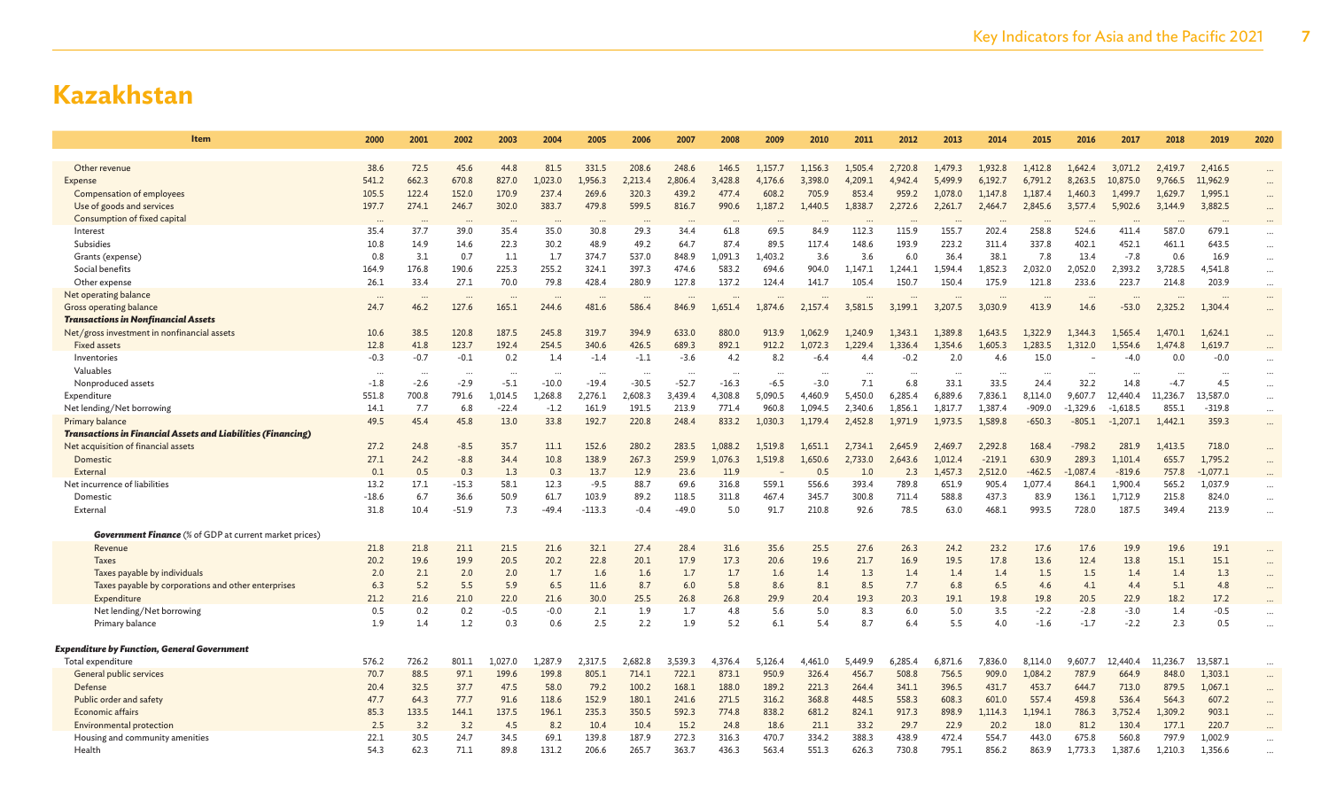# Kazakhstan

| Item | 2000 | 2001 | 2002 | 2003 | 2004 | 2005 | 2006 | 2007 | 2008 | 2009 | 2010 | 2011 | 2012 | 2013 | 2014 | 2015 | 2016 | 2017 | 2018 | 2019 | 2020 |
|---|---|---|---|---|---|---|---|---|---|---|---|---|---|---|---|---|---|---|---|---|---|
| Other revenue | 38.6 | 72.5 | 45.6 | 44.8 | 81.5 | 331.5 | 208.6 | 248.6 | 146.5 | 1,157.7 | 1,156.3 | 1,505.4 | 2,720.8 | 1,479.3 | 1,932.8 | 1,412.8 | 1,642.4 | 3,071.2 | 2,419.7 | 2,416.5 | ... |
| Expense | 541.2 | 662.3 | 670.8 | 827.0 | 1,023.0 | 1,956.3 | 2,213.4 | 2,806.4 | 3,428.8 | 4,176.6 | 3,398.0 | 4,209.1 | 4,942.4 | 5,499.9 | 6,192.7 | 6,791.2 | 8,263.5 | 10,875.0 | 9,766.5 | 11,962.9 | ... |
| Compensation of employees | 105.5 | 122.4 | 152.0 | 170.9 | 237.4 | 269.6 | 320.3 | 439.2 | 477.4 | 608.2 | 705.9 | 853.4 | 959.2 | 1,078.0 | 1,147.8 | 1,187.4 | 1,460.3 | 1,499.7 | 1,629.7 | 1,995.1 | ... |
| Use of goods and services | 197.7 | 274.1 | 246.7 | 302.0 | 383.7 | 479.8 | 599.5 | 816.7 | 990.6 | 1,187.2 | 1,440.5 | 1,838.7 | 2,272.6 | 2,261.7 | 2,464.7 | 2,845.6 | 3,577.4 | 5,902.6 | 3,144.9 | 3,882.5 | ... |
| Consumption of fixed capital | ... | ... | ... | ... | ... | ... | ... | ... | ... | ... | ... | ... | ... | ... | ... | ... | ... | ... | ... | ... | ... |
| Interest | 35.4 | 37.7 | 39.0 | 35.4 | 35.0 | 30.8 | 29.3 | 34.4 | 61.8 | 69.5 | 84.9 | 112.3 | 115.9 | 155.7 | 202.4 | 258.8 | 524.6 | 411.4 | 587.0 | 679.1 | ... |
| Subsidies | 10.8 | 14.9 | 14.6 | 22.3 | 30.2 | 48.9 | 49.2 | 64.7 | 87.4 | 89.5 | 117.4 | 148.6 | 193.9 | 223.2 | 311.4 | 337.8 | 402.1 | 452.1 | 461.1 | 643.5 | ... |
| Grants (expense) | 0.8 | 3.1 | 0.7 | 1.1 | 1.7 | 374.7 | 537.0 | 848.9 | 1,091.3 | 1,403.2 | 3.6 | 3.6 | 6.0 | 36.4 | 38.1 | 7.8 | 13.4 | -7.8 | 0.6 | 16.9 | ... |
| Social benefits | 164.9 | 176.8 | 190.6 | 225.3 | 255.2 | 324.1 | 397.3 | 474.6 | 583.2 | 694.6 | 904.0 | 1,147.1 | 1,244.1 | 1,594.4 | 1,852.3 | 2,032.0 | 2,052.0 | 2,393.2 | 3,728.5 | 4,541.8 | ... |
| Other expense | 26.1 | 33.4 | 27.1 | 70.0 | 79.8 | 428.4 | 280.9 | 127.8 | 137.2 | 124.4 | 141.7 | 105.4 | 150.7 | 150.4 | 175.9 | 121.8 | 233.6 | 223.7 | 214.8 | 203.9 | ... |
| Net operating balance | ... | ... | ... | ... | ... | ... | ... | ... | ... | ... | ... | ... | ... | ... | ... | ... | ... | ... | ... | ... | ... |
| Gross operating balance | 24.7 | 46.2 | 127.6 | 165.1 | 244.6 | 481.6 | 586.4 | 846.9 | 1,651.4 | 1,874.6 | 2,157.4 | 3,581.5 | 3,199.1 | 3,207.5 | 3,030.9 | 413.9 | 14.6 | -53.0 | 2,325.2 | 1,304.4 | ... |
| ***Transactions in Nonfinancial Assets*** | | | | | | | | | | | | | | | | | | | | | |
| Net/gross investment in nonfinancial assets | 10.6 | 38.5 | 120.8 | 187.5 | 245.8 | 319.7 | 394.9 | 633.0 | 880.0 | 913.9 | 1,062.9 | 1,240.9 | 1,343.1 | 1,389.8 | 1,643.5 | 1,322.9 | 1,344.3 | 1,565.4 | 1,470.1 | 1,624.1 | ... |
| Fixed assets | 12.8 | 41.8 | 123.7 | 192.4 | 254.5 | 340.6 | 426.5 | 689.3 | 892.1 | 912.2 | 1,072.3 | 1,229.4 | 1,336.4 | 1,354.6 | 1,605.3 | 1,283.5 | 1,312.0 | 1,554.6 | 1,474.8 | 1,619.7 | ... |
| Inventories | -0.3 | -0.7 | -0.1 | 0.2 | 1.4 | -1.4 | -1.1 | -3.6 | 4.2 | 8.2 | -6.4 | 4.4 | -0.2 | 2.0 | 4.6 | 15.0 | – | -4.0 | 0.0 | -0.0 | ... |
| Valuables | ... | ... | ... | ... | ... | ... | ... | ... | ... | ... | ... | ... | ... | ... | ... | ... | ... | ... | ... | ... | ... |
| Nonproduced assets | -1.8 | -2.6 | -2.9 | -5.1 | -10.0 | -19.4 | -30.5 | -52.7 | -16.3 | -6.5 | -3.0 | 7.1 | 6.8 | 33.1 | 33.5 | 24.4 | 32.2 | 14.8 | -4.7 | 4.5 | ... |
| Expenditure | 551.8 | 700.8 | 791.6 | 1,014.5 | 1,268.8 | 2,276.1 | 2,608.3 | 3,439.4 | 4,308.8 | 5,090.5 | 4,460.9 | 5,450.0 | 6,285.4 | 6,889.6 | 7,836.1 | 8,114.0 | 9,607.7 | 12,440.4 | 11,236.7 | 13,587.0 | ... |
| Net lending/Net borrowing | 14.1 | 7.7 | 6.8 | -22.4 | -1.2 | 161.9 | 191.5 | 213.9 | 771.4 | 960.8 | 1,094.5 | 2,340.6 | 1,856.1 | 1,817.7 | 1,387.4 | -909.0 | -1,329.6 | -1,618.5 | 855.1 | -319.8 | ... |
| Primary balance | 49.5 | 45.4 | 45.8 | 13.0 | 33.8 | 192.7 | 220.8 | 248.4 | 833.2 | 1,030.3 | 1,179.4 | 2,452.8 | 1,971.9 | 1,973.5 | 1,589.8 | -650.3 | -805.1 | -1,207.1 | 1,442.1 | 359.3 | ... |
| ***Transactions in Financial Assets and Liabilities (Financing)*** | | | | | | | | | | | | | | | | | | | | | |
| Net acquisition of financial assets | 27.2 | 24.8 | -8.5 | 35.7 | 11.1 | 152.6 | 280.2 | 283.5 | 1,088.2 | 1,519.8 | 1,651.1 | 2,734.1 | 2,645.9 | 2,469.7 | 2,292.8 | 168.4 | -798.2 | 281.9 | 1,413.5 | 718.0 | ... |
| Domestic | 27.1 | 24.2 | -8.8 | 34.4 | 10.8 | 138.9 | 267.3 | 259.9 | 1,076.3 | 1,519.8 | 1,650.6 | 2,733.0 | 2,643.6 | 1,012.4 | -219.1 | 630.9 | 289.3 | 1,101.4 | 655.7 | 1,795.2 | ... |
| External | 0.1 | 0.5 | 0.3 | 1.3 | 0.3 | 13.7 | 12.9 | 23.6 | 11.9 | – | 0.5 | 1.0 | 2.3 | 1,457.3 | 2,512.0 | -462.5 | -1,087.4 | -819.6 | 757.8 | -1,077.1 | ... |
| Net incurrence of liabilities | 13.2 | 17.1 | -15.3 | 58.1 | 12.3 | -9.5 | 88.7 | 69.6 | 316.8 | 559.1 | 556.6 | 393.4 | 789.8 | 651.9 | 905.4 | 1,077.4 | 864.1 | 1,900.4 | 565.2 | 1,037.9 | ... |
| Domestic | -18.6 | 6.7 | 36.6 | 50.9 | 61.7 | 103.9 | 89.2 | 118.5 | 311.8 | 467.4 | 345.7 | 300.8 | 711.4 | 588.8 | 437.3 | 83.9 | 136.1 | 1,712.9 | 215.8 | 824.0 | ... |
| External | 31.8 | 10.4 | -51.9 | 7.3 | -49.4 | -113.3 | -0.4 | -49.0 | 5.0 | 91.7 | 210.8 | 92.6 | 78.5 | 63.0 | 468.1 | 993.5 | 728.0 | 187.5 | 349.4 | 213.9 | ... |
| ***Government Finance*** (% of GDP at current market prices) | | | | | | | | | | | | | | | | | | | | | |
| Revenue | 21.8 | 21.8 | 21.1 | 21.5 | 21.6 | 32.1 | 27.4 | 28.4 | 31.6 | 35.6 | 25.5 | 27.6 | 26.3 | 24.2 | 23.2 | 17.6 | 17.6 | 19.9 | 19.6 | 19.1 | ... |
| Taxes | 20.2 | 19.6 | 19.9 | 20.5 | 20.2 | 22.8 | 20.1 | 17.9 | 17.3 | 20.6 | 19.6 | 21.7 | 16.9 | 19.5 | 17.8 | 13.6 | 12.4 | 13.8 | 15.1 | 15.1 | ... |
| Taxes payable by individuals | 2.0 | 2.1 | 2.0 | 2.0 | 1.7 | 1.6 | 1.6 | 1.7 | 1.7 | 1.6 | 1.4 | 1.3 | 1.4 | 1.4 | 1.4 | 1.5 | 1.5 | 1.4 | 1.4 | 1.3 | ... |
| Taxes payable by corporations and other enterprises | 6.3 | 5.2 | 5.5 | 5.9 | 6.5 | 11.6 | 8.7 | 6.0 | 5.8 | 8.6 | 8.1 | 8.5 | 7.7 | 6.8 | 6.5 | 4.6 | 4.1 | 4.4 | 5.1 | 4.8 | ... |
| Expenditure | 21.2 | 21.6 | 21.0 | 22.0 | 21.6 | 30.0 | 25.5 | 26.8 | 26.8 | 29.9 | 20.4 | 19.3 | 20.3 | 19.1 | 19.8 | 19.8 | 20.5 | 22.9 | 18.2 | 17.2 | ... |
| Net lending/Net borrowing | 0.5 | 0.2 | 0.2 | -0.5 | -0.0 | 2.1 | 1.9 | 1.7 | 4.8 | 5.6 | 5.0 | 8.3 | 6.0 | 5.0 | 3.5 | -2.2 | -2.8 | -3.0 | 1.4 | -0.5 | ... |
| Primary balance | 1.9 | 1.4 | 1.2 | 0.3 | 0.6 | 2.5 | 2.2 | 1.9 | 5.2 | 6.1 | 5.4 | 8.7 | 6.4 | 5.5 | 4.0 | -1.6 | -1.7 | -2.2 | 2.3 | 0.5 | ... |
| ***Expenditure by Function, General Government*** | | | | | | | | | | | | | | | | | | | | | |
| Total expenditure | 576.2 | 726.2 | 801.1 | 1,027.0 | 1,287.9 | 2,317.5 | 2,682.8 | 3,539.3 | 4,376.4 | 5,126.4 | 4,461.0 | 5,449.9 | 6,285.4 | 6,871.6 | 7,836.0 | 8,114.0 | 9,607.7 | 12,440.4 | 11,236.7 | 13,587.1 | ... |
| General public services | 70.7 | 88.5 | 97.1 | 199.6 | 199.8 | 805.1 | 714.1 | 722.1 | 873.1 | 950.9 | 326.4 | 456.7 | 508.8 | 756.5 | 909.0 | 1,084.2 | 787.9 | 664.9 | 848.0 | 1,303.1 | ... |
| Defense | 20.4 | 32.5 | 37.7 | 47.5 | 58.0 | 79.2 | 100.2 | 168.1 | 188.0 | 189.2 | 221.3 | 264.4 | 341.1 | 396.5 | 431.7 | 453.7 | 644.7 | 713.0 | 879.5 | 1,067.1 | ... |
| Public order and safety | 47.7 | 64.3 | 77.7 | 91.6 | 118.6 | 152.9 | 180.1 | 241.6 | 271.5 | 316.2 | 368.8 | 448.5 | 558.3 | 608.3 | 601.0 | 557.4 | 459.8 | 536.4 | 564.3 | 607.2 | ... |
| Economic affairs | 85.3 | 133.5 | 144.1 | 137.5 | 196.1 | 235.3 | 350.5 | 592.3 | 774.8 | 838.2 | 681.2 | 824.1 | 917.3 | 898.9 | 1,114.3 | 1,194.1 | 786.3 | 3,752.4 | 1,309.2 | 903.1 | ... |
| Environmental protection | 2.5 | 3.2 | 3.2 | 4.5 | 8.2 | 10.4 | 10.4 | 15.2 | 24.8 | 18.6 | 21.1 | 33.2 | 29.7 | 22.9 | 20.2 | 18.0 | 81.2 | 130.4 | 177.1 | 220.7 | ... |
| Housing and community amenities | 22.1 | 30.5 | 24.7 | 34.5 | 69.1 | 139.8 | 187.9 | 272.3 | 316.3 | 470.7 | 334.2 | 388.3 | 438.9 | 472.4 | 554.7 | 443.0 | 675.8 | 560.8 | 797.9 | 1,002.9 | ... |
| Health | 54.3 | 62.3 | 71.1 | 89.8 | 131.2 | 206.6 | 265.7 | 363.7 | 436.3 | 563.4 | 551.3 | 626.3 | 730.8 | 795.1 | 856.2 | 863.9 | 1,773.3 | 1,387.6 | 1,210.3 | 1,356.6 | ... |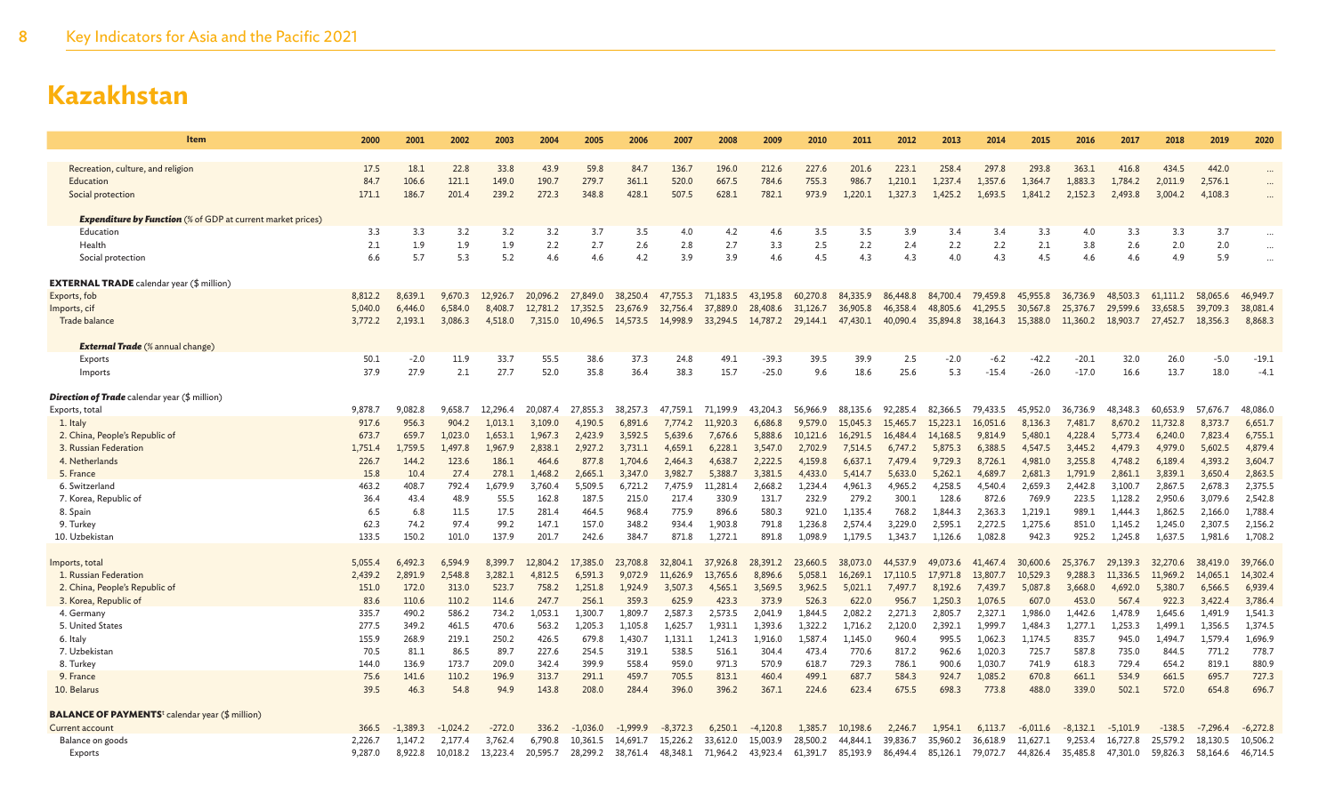# Kazakhstan

| Item | 2000 | 2001 | 2002 | 2003 | 2004 | 2005 | 2006 | 2007 | 2008 | 2009 | 2010 | 2011 | 2012 | 2013 | 2014 | 2015 | 2016 | 2017 | 2018 | 2019 | 2020 |
|---|---|---|---|---|---|---|---|---|---|---|---|---|---|---|---|---|---|---|---|---|---|
| Recreation, culture, and religion | 17.5 | 18.1 | 22.8 | 33.8 | 43.9 | 59.8 | 84.7 | 136.7 | 196.0 | 212.6 | 227.6 | 201.6 | 223.1 | 258.4 | 297.8 | 293.8 | 363.1 | 416.8 | 434.5 | 442.0 | ... |
| Education | 84.7 | 106.6 | 121.1 | 149.0 | 190.7 | 279.7 | 361.1 | 520.0 | 667.5 | 784.6 | 755.3 | 986.7 | 1,210.1 | 1,237.4 | 1,357.6 | 1,364.7 | 1,883.3 | 1,784.2 | 2,011.9 | 2,576.1 | ... |
| Social protection | 171.1 | 186.7 | 201.4 | 239.2 | 272.3 | 348.8 | 428.1 | 507.5 | 628.1 | 782.1 | 973.9 | 1,220.1 | 1,327.3 | 1,425.2 | 1,693.5 | 1,841.2 | 2,152.3 | 2,493.8 | 3,004.2 | 4,108.3 | ... |
| ***Expenditure by Function*** (% of GDP at current market prices) | | | | | | | | | | | | | | | | | | | | | |
| Education | 3.3 | 3.3 | 3.2 | 3.2 | 3.2 | 3.7 | 3.5 | 4.0 | 4.2 | 4.6 | 3.5 | 3.5 | 3.9 | 3.4 | 3.4 | 3.3 | 4.0 | 3.3 | 3.3 | 3.7 | ... |
| Health | 2.1 | 1.9 | 1.9 | 1.9 | 2.2 | 2.7 | 2.6 | 2.8 | 2.7 | 3.3 | 2.5 | 2.2 | 2.4 | 2.2 | 2.2 | 2.1 | 3.8 | 2.6 | 2.0 | 2.0 | ... |
| Social protection | 6.6 | 5.7 | 5.3 | 5.2 | 4.6 | 4.6 | 4.2 | 3.9 | 3.9 | 4.6 | 4.5 | 4.3 | 4.3 | 4.0 | 4.3 | 4.5 | 4.6 | 4.6 | 4.9 | 5.9 | ... |
| **EXTERNAL TRADE** calendar year ($ million) | | | | | | | | | | | | | | | | | | | | | |
| Exports, fob | 8,812.2 | 8,639.1 | 9,670.3 | 12,926.7 | 20,096.2 | 27,849.0 | 38,250.4 | 47,755.3 | 71,183.5 | 43,195.8 | 60,270.8 | 84,335.9 | 86,448.8 | 84,700.4 | 79,459.8 | 45,955.8 | 36,736.9 | 48,503.3 | 61,111.2 | 58,065.6 | 46,949.7 |
| Imports, cif | 5,040.0 | 6,446.0 | 6,584.0 | 8,408.7 | 12,781.2 | 17,352.5 | 23,676.9 | 32,756.4 | 37,889.0 | 28,408.6 | 31,126.7 | 36,905.8 | 46,358.4 | 48,805.6 | 41,295.5 | 30,567.8 | 25,376.7 | 29,599.6 | 33,658.5 | 39,709.3 | 38,081.4 |
| Trade balance | 3,772.2 | 2,193.1 | 3,086.3 | 4,518.0 | 7,315.0 | 10,496.5 | 14,573.5 | 14,998.9 | 33,294.5 | 14,787.2 | 29,144.1 | 47,430.1 | 40,090.4 | 35,894.8 | 38,164.3 | 15,388.0 | 11,360.2 | 18,903.7 | 27,452.7 | 18,356.3 | 8,868.3 |
| ***External Trade*** (% annual change) | | | | | | | | | | | | | | | | | | | | | |
| Exports | 50.1 | -2.0 | 11.9 | 33.7 | 55.5 | 38.6 | 37.3 | 24.8 | 49.1 | -39.3 | 39.5 | 39.9 | 2.5 | -2.0 | -6.2 | -42.2 | -20.1 | 32.0 | 26.0 | -5.0 | -19.1 |
| Imports | 37.9 | 27.9 | 2.1 | 27.7 | 52.0 | 35.8 | 36.4 | 38.3 | 15.7 | -25.0 | 9.6 | 18.6 | 25.6 | 5.3 | -15.4 | -26.0 | -17.0 | 16.6 | 13.7 | 18.0 | -4.1 |
| ***Direction of Trade*** calendar year ($ million) | | | | | | | | | | | | | | | | | | | | | |
| Exports, total | 9,878.7 | 9,082.8 | 9,658.7 | 12,296.4 | 20,087.4 | 27,855.3 | 38,257.3 | 47,759.1 | 71,199.9 | 43,204.3 | 56,966.9 | 88,135.6 | 92,285.4 | 82,366.5 | 79,433.5 | 45,952.0 | 36,736.9 | 48,348.3 | 60,653.9 | 57,676.7 | 48,086.0 |
| 1. Italy | 917.6 | 956.3 | 904.2 | 1,013.1 | 3,109.0 | 4,190.5 | 6,891.6 | 7,774.2 | 11,920.3 | 6,686.8 | 9,579.0 | 15,045.3 | 15,465.7 | 15,223.1 | 16,051.6 | 8,136.3 | 7,481.7 | 8,670.2 | 11,732.8 | 8,373.7 | 6,651.7 |
| 2. China, People's Republic of | 673.7 | 659.7 | 1,023.0 | 1,653.1 | 1,967.3 | 2,423.9 | 3,592.5 | 5,639.6 | 7,676.6 | 5,888.6 | 10,121.6 | 16,291.5 | 16,484.4 | 14,168.5 | 9,814.9 | 5,480.1 | 4,228.4 | 5,773.4 | 6,240.0 | 7,823.4 | 6,755.1 |
| 3. Russian Federation | 1,751.4 | 1,759.5 | 1,497.8 | 1,967.9 | 2,838.1 | 2,927.2 | 3,731.1 | 4,659.1 | 6,228.1 | 3,547.0 | 2,702.9 | 7,514.5 | 6,747.2 | 5,875.3 | 6,388.5 | 4,547.5 | 3,445.2 | 4,479.3 | 4,979.0 | 5,602.5 | 4,879.4 |
| 4. Netherlands | 226.7 | 144.2 | 123.6 | 186.1 | 464.6 | 877.8 | 1,704.6 | 2,464.3 | 4,638.7 | 2,222.5 | 4,159.8 | 6,637.1 | 7,479.4 | 9,729.3 | 8,726.1 | 4,981.0 | 3,255.8 | 4,748.2 | 6,189.4 | 4,393.2 | 3,604.7 |
| 5. France | 15.8 | 10.4 | 27.4 | 278.1 | 1,468.2 | 2,665.1 | 3,347.0 | 3,982.7 | 5,388.7 | 3,381.5 | 4,433.0 | 5,414.7 | 5,633.0 | 5,262.1 | 4,689.7 | 2,681.3 | 1,791.9 | 2,861.1 | 3,839.1 | 3,650.4 | 2,863.5 |
| 6. Switzerland | 463.2 | 408.7 | 792.4 | 1,679.9 | 3,760.4 | 5,509.5 | 6,721.2 | 7,475.9 | 11,281.4 | 2,668.2 | 1,234.4 | 4,961.3 | 4,965.2 | 4,258.5 | 4,540.4 | 2,659.3 | 2,442.8 | 3,100.7 | 2,867.5 | 2,678.3 | 2,375.5 |
| 7. Korea, Republic of | 36.4 | 43.4 | 48.9 | 55.5 | 162.8 | 187.5 | 215.0 | 217.4 | 330.9 | 131.7 | 232.9 | 279.2 | 300.1 | 128.6 | 872.6 | 769.9 | 223.5 | 1,128.2 | 2,950.6 | 3,079.6 | 2,542.8 |
| 8. Spain | 6.5 | 6.8 | 11.5 | 17.5 | 281.4 | 464.5 | 968.4 | 775.9 | 896.6 | 580.3 | 921.0 | 1,135.4 | 768.2 | 1,844.3 | 2,363.3 | 1,219.1 | 989.1 | 1,444.3 | 1,862.5 | 2,166.0 | 1,788.4 |
| 9. Turkey | 62.3 | 74.2 | 97.4 | 99.2 | 147.1 | 157.0 | 348.2 | 934.4 | 1,903.8 | 791.8 | 1,236.8 | 2,574.4 | 3,229.0 | 2,595.1 | 2,272.5 | 1,275.6 | 851.0 | 1,145.2 | 1,245.0 | 2,307.5 | 2,156.2 |
| 10. Uzbekistan | 133.5 | 150.2 | 101.0 | 137.9 | 201.7 | 242.6 | 384.7 | 871.8 | 1,272.1 | 891.8 | 1,098.9 | 1,179.5 | 1,343.7 | 1,126.6 | 1,082.8 | 942.3 | 925.2 | 1,245.8 | 1,637.5 | 1,981.6 | 1,708.2 |
| Imports, total | 5,055.4 | 6,492.3 | 6,594.9 | 8,399.7 | 12,804.2 | 17,385.0 | 23,708.8 | 32,804.1 | 37,926.8 | 28,391.2 | 23,660.5 | 38,073.0 | 44,537.9 | 49,073.6 | 41,467.4 | 30,600.6 | 25,376.7 | 29,139.3 | 32,270.6 | 38,419.0 | 39,766.0 |
| 1. Russian Federation | 2,439.2 | 2,891.9 | 2,548.8 | 3,282.1 | 4,812.5 | 6,591.3 | 9,072.9 | 11,626.9 | 13,765.6 | 8,896.6 | 5,058.1 | 16,269.1 | 17,110.5 | 17,971.8 | 13,807.7 | 10,529.3 | 9,288.3 | 11,336.5 | 11,969.2 | 14,065.1 | 14,302.4 |
| 2. China, People's Republic of | 151.0 | 172.0 | 313.0 | 523.7 | 758.2 | 1,251.8 | 1,924.9 | 3,507.3 | 4,565.1 | 3,569.5 | 3,962.5 | 5,021.1 | 7,497.7 | 8,192.6 | 7,439.7 | 5,087.8 | 3,668.0 | 4,692.0 | 5,380.7 | 6,566.5 | 6,939.4 |
| 3. Korea, Republic of | 83.6 | 110.6 | 110.2 | 114.6 | 247.7 | 256.1 | 359.3 | 625.9 | 423.3 | 373.9 | 526.3 | 622.0 | 956.7 | 1,250.3 | 1,076.5 | 607.0 | 453.0 | 567.4 | 922.3 | 3,422.4 | 3,786.4 |
| 4. Germany | 335.7 | 490.2 | 586.2 | 734.2 | 1,053.1 | 1,300.7 | 1,809.7 | 2,587.3 | 2,573.5 | 2,041.9 | 1,844.5 | 2,082.2 | 2,271.3 | 2,805.7 | 2,327.1 | 1,986.0 | 1,442.6 | 1,478.9 | 1,645.6 | 1,491.9 | 1,541.3 |
| 5. United States | 277.5 | 349.2 | 461.5 | 470.6 | 563.2 | 1,205.3 | 1,105.8 | 1,625.7 | 1,931.1 | 1,393.6 | 1,322.2 | 1,716.2 | 2,120.0 | 2,392.1 | 1,999.7 | 1,484.3 | 1,277.1 | 1,253.3 | 1,499.1 | 1,356.5 | 1,374.5 |
| 6. Italy | 155.9 | 268.9 | 219.1 | 250.2 | 426.5 | 679.8 | 1,430.7 | 1,131.1 | 1,241.3 | 1,916.0 | 1,587.4 | 1,145.0 | 960.4 | 995.5 | 1,062.3 | 1,174.5 | 835.7 | 945.0 | 1,494.7 | 1,579.4 | 1,696.9 |
| 7. Uzbekistan | 70.5 | 81.1 | 86.5 | 89.7 | 227.6 | 254.5 | 319.1 | 538.5 | 516.1 | 304.4 | 473.4 | 770.6 | 817.2 | 962.6 | 1,020.3 | 725.7 | 587.8 | 735.0 | 844.5 | 771.2 | 778.7 |
| 8. Turkey | 144.0 | 136.9 | 173.7 | 209.0 | 342.4 | 399.9 | 558.4 | 959.0 | 971.3 | 570.9 | 618.7 | 729.3 | 786.1 | 900.6 | 1,030.7 | 741.9 | 618.3 | 729.4 | 654.2 | 819.1 | 880.9 |
| 9. France | 75.6 | 141.6 | 110.2 | 196.9 | 313.7 | 291.1 | 459.7 | 705.5 | 813.1 | 460.4 | 499.1 | 687.7 | 584.3 | 924.7 | 1,085.2 | 670.8 | 661.1 | 534.9 | 661.5 | 695.7 | 727.3 |
| 10. Belarus | 39.5 | 46.3 | 54.8 | 94.9 | 143.8 | 208.0 | 284.4 | 396.0 | 396.2 | 367.1 | 224.6 | 623.4 | 675.5 | 698.3 | 773.8 | 488.0 | 339.0 | 502.1 | 572.0 | 654.8 | 696.7 |
| **BALANCE OF PAYMENTS**[†] calendar year ($ million) | | | | | | | | | | | | | | | | | | | | | |
| Current account | 366.5 | -1,389.3 | -1,024.2 | -272.0 | 336.2 | -1,036.0 | -1,999.9 | -8,372.3 | 6,250.1 | -4,120.8 | 1,385.7 | 10,198.6 | 2,246.7 | 1,954.1 | 6,113.7 | -6,011.6 | -8,132.1 | -5,101.9 | -138.5 | -7,296.4 | -6,272.8 |
| Balance on goods | 2,226.7 | 1,147.2 | 2,177.4 | 3,762.4 | 6,790.8 | 10,361.5 | 14,691.7 | 15,226.2 | 33,612.0 | 15,003.9 | 28,500.2 | 44,844.1 | 39,836.7 | 35,960.2 | 36,618.9 | 11,627.1 | 9,253.4 | 16,727.8 | 25,579.2 | 18,130.5 | 10,506.2 |
| Exports | 9,287.0 | 8,922.8 | 10,018.2 | 13,223.4 | 20,595.7 | 28,299.2 | 38,761.4 | 48,348.1 | 71,964.2 | 43,923.4 | 61,391.7 | 85,193.9 | 86,494.4 | 85,126.1 | 79,072.7 | 44,826.4 | 35,485.8 | 47,301.0 | 59,826.3 | 58,164.6 | 46,714.5 |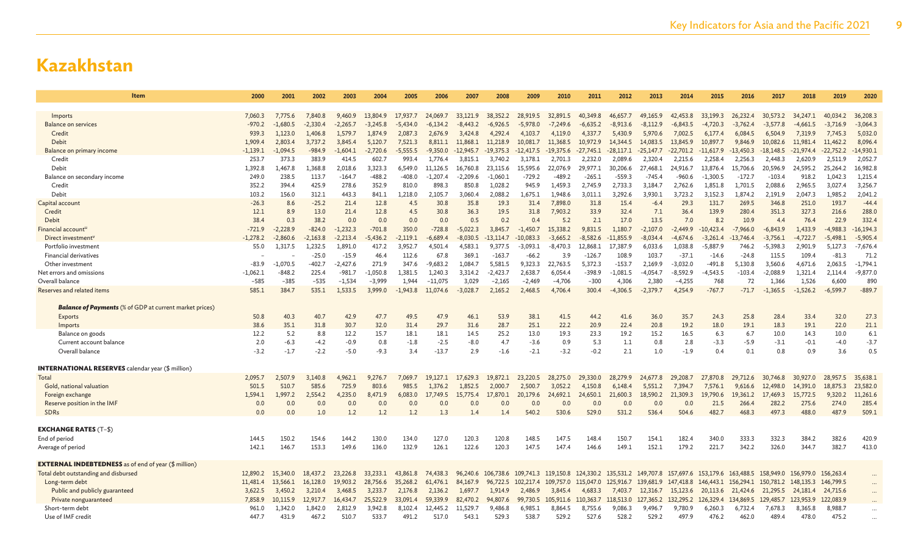# Kazakhstan

| Item | 2000 | 2001 | 2002 | 2003 | 2004 | 2005 | 2006 | 2007 | 2008 | 2009 | 2010 | 2011 | 2012 | 2013 | 2014 | 2015 | 2016 | 2017 | 2018 | 2019 | 2020 |
|---|---|---|---|---|---|---|---|---|---|---|---|---|---|---|---|---|---|---|---|---|---|
| Imports | 7,060.3 | 7,775.6 | 7,840.8 | 9,460.9 | 13,804.9 | 17,937.7 | 24,069.7 | 33,121.9 | 38,352.2 | 28,919.5 | 32,891.5 | 40,349.8 | 46,657.7 | 49,165.9 | 42,453.8 | 33,199.3 | 26,232.4 | 30,573.2 | 34,247.1 | 40,034.2 | 36,208.3 |
| Balance on services | -970.2 | -1,680.5 | -2,330.4 | -2,265.7 | -3,245.8 | -5,434.0 | -6,134.2 | -8,443.2 | -6,926.5 | -5,978.0 | -7,249.6 | -6,635.2 | -8,913.6 | -8,112.9 | -6,843.5 | -4,720.3 | -3,762.4 | -3,577.8 | -4,661.5 | -3,716.9 | -3,064.3 |
| Credit | 939.3 | 1,123.0 | 1,406.8 | 1,579.7 | 1,874.9 | 2,087.3 | 2,676.9 | 3,424.8 | 4,292.4 | 4,103.7 | 4,119.0 | 4,337.7 | 5,430.9 | 5,970.6 | 7,002.5 | 6,177.4 | 6,084.5 | 6,504.9 | 7,319.9 | 7,745.3 | 5,032.0 |
| Debit | 1,909.4 | 2,803.4 | 3,737.2 | 3,845.4 | 5,120.7 | 7,521.3 | 8,811.1 | 11,868.1 | 11,218.9 | 10,081.7 | 11,368.5 | 10,972.9 | 14,344.5 | 14,083.5 | 13,845.9 | 10,897.7 | 9,846.9 | 10,082.6 | 11,981.4 | 11,462.2 | 8,096.4 |
| Balance on primary income | -1,139.1 | -1,094.5 | -984.9 | -1,604.1 | -2,720.6 | -5,555.5 | -9,350.0 | -12,945.7 | -19,375.3 | -12,417.5 | -19,375.6 | -27,745.1 | -28,117.1 | -25,147.7 | -22,701.2 | -11,617.9 | -13,450.3 | -18,148.5 | -21,974.4 | -22,752.2 | -14,930.1 |
| Credit | 253.7 | 373.3 | 383.9 | 414.5 | 602.7 | 993.4 | 1,776.4 | 3,815.1 | 3,740.2 | 3,178.1 | 2,701.3 | 2,232.0 | 2,089.6 | 2,320.4 | 2,215.6 | 2,258.4 | 2,256.3 | 2,448.3 | 2,620.9 | 2,511.9 | 2,052.7 |
| Debit | 1,392.8 | 1,467.8 | 1,368.8 | 2,018.6 | 3,323.3 | 6,549.0 | 11,126.5 | 16,760.8 | 23,115.6 | 15,595.6 | 22,076.9 | 29,977.1 | 30,206.6 | 27,468.1 | 24,916.7 | 13,876.4 | 15,706.6 | 20,596.9 | 24,595.2 | 25,264.2 | 16,982.8 |
| Balance on secondary income | 249.0 | 238.5 | 113.7 | -164.7 | -488.2 | -408.0 | -1,207.4 | -2,209.6 | -1,060.1 | -729.2 | -489.2 | -265.1 | -559.3 | -745.4 | -960.6 | -1,300.5 | -172.7 | -103.4 | 918.2 | 1,042.3 | 1,215.4 |
| Credit | 352.2 | 394.4 | 425.9 | 278.6 | 352.9 | 810.0 | 898.3 | 850.8 | 1,028.2 | 945.9 | 1,459.3 | 2,745.9 | 2,733.3 | 3,184.7 | 2,762.6 | 1,851.8 | 1,701.5 | 2,088.6 | 2,965.5 | 3,027.4 | 3,256.7 |
| Debit | 103.2 | 156.0 | 312.1 | 443.3 | 841.1 | 1,218.0 | 2,105.7 | 3,060.4 | 2,088.2 | 1,675.1 | 1,948.6 | 3,011.1 | 3,292.6 | 3,930.1 | 3,723.2 | 3,152.3 | 1,874.2 | 2,191.9 | 2,047.3 | 1,985.2 | 2,041.2 |
| Capital account | -26.3 | 8.6 | -25.2 | 21.4 | 12.8 | 4.5 | 30.8 | 35.8 | 19.3 | 31.4 | 7,898.0 | 31.8 | 15.4 | -6.4 | 29.3 | 131.7 | 269.5 | 346.8 | 251.0 | 193.7 | -44.4 |
| Credit | 12.1 | 8.9 | 13.0 | 21.4 | 12.8 | 4.5 | 30.8 | 36.3 | 19.5 | 31.8 | 7,903.2 | 33.9 | 32.4 | 7.1 | 36.4 | 139.9 | 280.4 | 351.3 | 327.3 | 216.6 | 288.0 |
| Debit | 38.4 | 0.3 | 38.2 | 0.0 | 0.0 | 0.0 | 0.0 | 0.5 | 0.2 | 0.4 | 5.2 | 2.1 | 17.0 | 13.5 | 7.0 | 8.2 | 10.9 | 4.4 | 76.4 | 22.9 | 332.4 |
| Financial account[u] | -721.9 | -2,228.9 | -824.0 | -1,232.3 | -701.8 | 350.0 | -728.8 | -5,022.3 | 3,845.7 | -1,450.7 | 15,338.2 | 9,831.5 | 1,180.7 | -2,107.0 | -2,449.9 | -10,423.4 | -7,966.0 | -6,843.9 | 1,433.9 | -4,988.3 | -16,194.3 |
| Direct investment[v] | -1,278.2 | -2,860.6 | -2,163.8 | -2,213.4 | -5,436.2 | -2,119.1 | -6,689.4 | -8,030.5 | -13,114.7 | -10,083.3 | -3,665.2 | -8,582.6 | -11,855.9 | -8,034.4 | -4,674.6 | -3,261.4 | -13,746.4 | -3,756.1 | -4,722.7 | -5,498.1 | -5,905.4 |
| Portfolio investment | 55.0 | 1,317.5 | 1,232.5 | 1,891.0 | 417.2 | 3,952.7 | 4,501.4 | 4,583.1 | 9,377.5 | -3,093.1 | -8,470.3 | 12,868.1 | 17,387.9 | 6,033.6 | 1,038.8 | -5,887.9 | 746.2 | -5,398.3 | 2,901.9 | 5,127.3 | -7,676.4 |
| Financial derivatives | – | – | -25.0 | -15.9 | 46.4 | 112.6 | 67.8 | 369.1 | -163.7 | -66.2 | 3.9 | -126.7 | 108.9 | 103.7 | -37.1 | -14.6 | -24.8 | 115.5 | 109.4 | -81.3 | 71.2 |
| Other investment | -83.9 | -1,070.5 | -402.7 | -2,427.6 | 271.9 | 347.6 | -9,683.2 | 1,084.7 | 5,581.5 | 9,323.3 | 22,763.5 | 5,372.3 | -153.7 | 2,169.9 | -3,032.0 | -491.8 | 5,130.8 | 3,560.6 | 4,671.6 | 2,063.5 | -1,794.1 |
| Net errors and omissions | -1,062.1 | -848.2 | 225.4 | -981.7 | -1,050.8 | 1,381.5 | 1,240.3 | 3,314.2 | -2,423.7 | 2,638.7 | 6,054.4 | -398.9 | -1,081.5 | -4,054.7 | -8,592.9 | -4,543.5 | -103.4 | -2,088.9 | 1,321.4 | 2,114.4 | -9,877.0 |
| Overall balance | -585 | -385 | -535 | -1,534 | -3,999 | 1,944 | -11,075 | 3,029 | -2,165 | -2,469 | -4,706 | -300 | 4,306 | 2,380 | -4,255 | 768 | 72 | 1,366 | 1,526 | 6,600 | 890 |
| Reserves and related items | 585.1 | 384.7 | 535.1 | 1,533.5 | 3,999.0 | -1,943.8 | 11,074.6 | -3,028.7 | 2,165.2 | 2,468.5 | 4,706.4 | 300.4 | -4,306.5 | -2,379.7 | 4,254.9 | -767.7 | -71.7 | -1,365.5 | -1,526.2 | -6,599.7 | -889.7 |
| ***Balance of Payments*** *(% of GDP at current market prices)* | | | | | | | | | | | | | | | | | | | | | |
| Exports | 50.8 | 40.3 | 40.7 | 42.9 | 47.7 | 49.5 | 47.9 | 46.1 | 53.9 | 38.1 | 41.5 | 44.2 | 41.6 | 36.0 | 35.7 | 24.3 | 25.8 | 28.4 | 33.4 | 32.0 | 27.3 |
| Imports | 38.6 | 35.1 | 31.8 | 30.7 | 32.0 | 31.4 | 29.7 | 31.6 | 28.7 | 25.1 | 22.2 | 20.9 | 22.4 | 20.8 | 19.2 | 18.0 | 19.1 | 18.3 | 19.1 | 22.0 | 21.1 |
| Balance on goods | 12.2 | 5.2 | 8.8 | 12.2 | 15.7 | 18.1 | 18.1 | 14.5 | 25.2 | 13.0 | 19.3 | 23.3 | 19.2 | 15.2 | 16.5 | 6.3 | 6.7 | 10.0 | 14.3 | 10.0 | 6.1 |
| Current account balance | 2.0 | -6.3 | -4.2 | -0.9 | 0.8 | -1.8 | -2.5 | -8.0 | 4.7 | -3.6 | 0.9 | 5.3 | 1.1 | 0.8 | 2.8 | -3.3 | -5.9 | -3.1 | -0.1 | -4.0 | -3.7 |
| Overall balance | -3.2 | -1.7 | -2.2 | -5.0 | -9.3 | 3.4 | -13.7 | 2.9 | -1.6 | -2.1 | -3.2 | -0.2 | 2.1 | 1.0 | -1.9 | 0.4 | 0.1 | 0.8 | 0.9 | 3.6 | 0.5 |
| **INTERNATIONAL RESERVES** calendar year ($ million) | | | | | | | | | | | | | | | | | | | | | |
| Total | 2,095.7 | 2,507.9 | 3,140.8 | 4,962.1 | 9,276.7 | 7,069.7 | 19,127.1 | 17,629.3 | 19,872.1 | 23,220.5 | 28,275.0 | 29,330.0 | 28,279.9 | 24,677.8 | 29,208.7 | 27,870.8 | 29,712.6 | 30,746.8 | 30,927.0 | 28,957.5 | 35,638.1 |
| Gold, national valuation | 501.5 | 510.7 | 585.6 | 725.9 | 803.6 | 985.5 | 1,376.2 | 1,852.5 | 2,000.7 | 2,500.7 | 3,052.2 | 4,150.8 | 6,148.4 | 5,551.2 | 7,394.7 | 7,576.1 | 9,616.6 | 12,498.0 | 14,391.0 | 18,875.3 | 23,582.0 |
| Foreign exchange | 1,594.1 | 1,997.2 | 2,554.2 | 4,235.0 | 8,471.9 | 6,083.0 | 17,749.5 | 15,775.4 | 17,870.1 | 20,179.6 | 24,692.1 | 24,650.1 | 21,600.3 | 18,590.2 | 21,309.3 | 19,790.6 | 19,361.2 | 17,469.3 | 15,772.5 | 9,320.2 | 11,261.6 |
| Reserve position in the IMF | 0.0 | 0.0 | 0.0 | 0.0 | 0.0 | 0.0 | 0.0 | 0.0 | 0.0 | 0.0 | 0.0 | 0.0 | 0.0 | 0.0 | 0.0 | 21.5 | 266.4 | 282.2 | 275.6 | 274.0 | 285.4 |
| SDRs | 0.0 | 0.0 | 1.0 | 1.2 | 1.2 | 1.2 | 1.3 | 1.4 | 1.4 | 540.2 | 530.6 | 529.0 | 531.2 | 536.4 | 504.6 | 482.7 | 468.3 | 497.3 | 488.0 | 487.9 | 509.1 |
| **EXCHANGE RATES** (T–$) | | | | | | | | | | | | | | | | | | | | | |
| End of period | 144.5 | 150.2 | 154.6 | 144.2 | 130.0 | 134.0 | 127.0 | 120.3 | 120.8 | 148.5 | 147.5 | 148.4 | 150.7 | 154.1 | 182.4 | 340.0 | 333.3 | 332.3 | 384.2 | 382.6 | 420.9 |
| Average of period | 142.1 | 146.7 | 153.3 | 149.6 | 136.0 | 132.9 | 126.1 | 122.6 | 120.3 | 147.5 | 147.4 | 146.6 | 149.1 | 152.1 | 179.2 | 221.7 | 342.2 | 326.0 | 344.7 | 382.7 | 413.0 |
| **EXTERNAL INDEBTEDNESS** as of end of year ($ million) | | | | | | | | | | | | | | | | | | | | | |
| Total debt outstanding and disbursed | 12,890.2 | 15,340.0 | 18,437.2 | 23,226.8 | 33,233.1 | 43,861.8 | 74,438.3 | 96,240.6 | 106,738.6 | 109,741.3 | 119,150.8 | 124,330.2 | 135,531.2 | 149,707.8 | 157,697.6 | 153,179.6 | 163,488.5 | 158,949.0 | 156,979.0 | 156,263.4 | ... |
| Long-term debt | 11,481.4 | 13,566.1 | 16,128.0 | 19,903.2 | 28,756.6 | 35,268.2 | 61,476.1 | 84,167.9 | 96,722.5 | 102,217.4 | 109,757.0 | 115,047.0 | 125,916.7 | 139,681.9 | 147,418.8 | 146,443.1 | 156,294.1 | 150,781.2 | 148,135.3 | 146,799.5 | ... |
| Public and publicly guaranteed | 3,622.5 | 3,450.2 | 3,210.4 | 3,468.5 | 3,233.7 | 2,176.8 | 2,136.2 | 1,697.7 | 1,914.9 | 2,486.9 | 3,845.4 | 4,683.3 | 7,403.7 | 12,316.7 | 15,123.6 | 20,113.6 | 21,424.6 | 21,295.5 | 24,181.4 | 24,715.6 | ... |
| Private nonguaranteed | 7,858.9 | 10,115.9 | 12,917.7 | 16,434.7 | 25,522.9 | 33,091.4 | 59,339.9 | 82,470.2 | 94,807.6 | 99,730.5 | 105,911.6 | 110,363.7 | 118,513.0 | 127,365.2 | 132,295.2 | 126,329.4 | 134,869.5 | 129,485.7 | 123,953.9 | 122,083.9 | ... |
| Short-term debt | 961.0 | 1,342.0 | 1,842.0 | 2,812.9 | 3,942.8 | 8,102.4 | 12,445.2 | 11,529.7 | 9,486.8 | 6,985.1 | 8,864.5 | 8,755.6 | 9,086.3 | 9,496.7 | 9,780.9 | 6,260.3 | 6,732.4 | 7,678.3 | 8,365.8 | 8,988.7 | ... |
| Use of IMF credit | 447.7 | 431.9 | 467.2 | 510.7 | 533.7 | 491.2 | 517.0 | 543.1 | 529.3 | 538.7 | 529.2 | 527.6 | 528.2 | 529.2 | 497.9 | 476.2 | 462.0 | 489.4 | 478.0 | 475.2 | ... |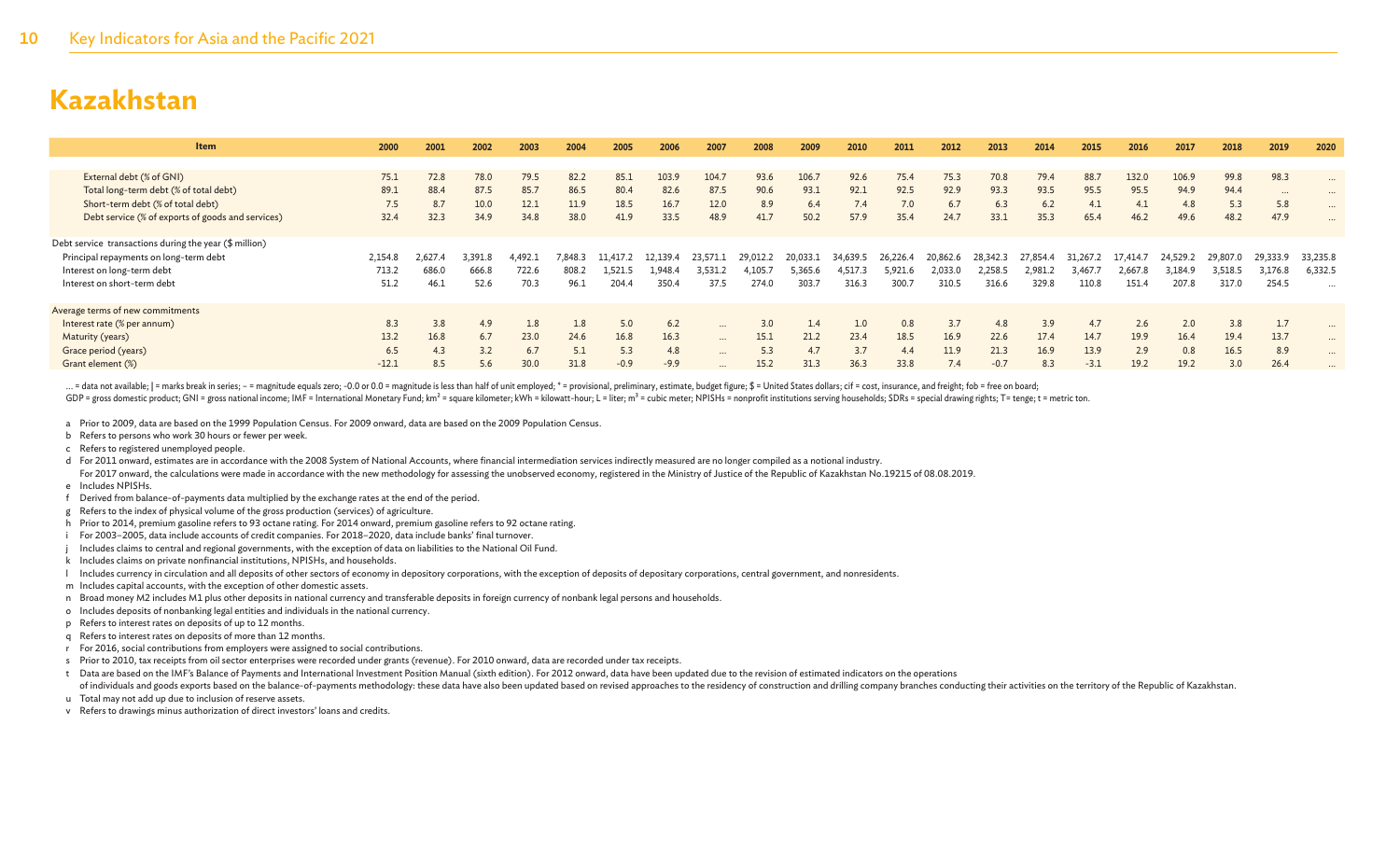# Kazakhstan

| Item | 2000 | 2001 | 2002 | 2003 | 2004 | 2005 | 2006 | 2007 | 2008 | 2009 | 2010 | 2011 | 2012 | 2013 | 2014 | 2015 | 2016 | 2017 | 2018 | 2019 | 2020 |
|---|---|---|---|---|---|---|---|---|---|---|---|---|---|---|---|---|---|---|---|---|---|
| External debt (% of GNI) | 75.1 | 72.8 | 78.0 | 79.5 | 82.2 | 85.1 | 103.9 | 104.7 | 93.6 | 106.7 | 92.6 | 75.4 | 75.3 | 70.8 | 79.4 | 88.7 | 132.0 | 106.9 | 99.8 | 98.3 | … |
| Total long-term debt (% of total debt) | 89.1 | 88.4 | 87.5 | 85.7 | 86.5 | 80.4 | 82.6 | 87.5 | 90.6 | 93.1 | 92.1 | 92.5 | 92.9 | 93.3 | 93.5 | 95.5 | 95.5 | 94.9 | 94.4 | … | … |
| Short-term debt (% of total debt) | 7.5 | 8.7 | 10.0 | 12.1 | 11.9 | 18.5 | 16.7 | 12.0 | 8.9 | 6.4 | 7.4 | 7.0 | 6.7 | 6.3 | 6.2 | 4.1 | 4.1 | 4.8 | 5.3 | 5.8 | … |
| Debt service (% of exports of goods and services) | 32.4 | 32.3 | 34.9 | 34.8 | 38.0 | 41.9 | 33.5 | 48.9 | 41.7 | 50.2 | 57.9 | 35.4 | 24.7 | 33.1 | 35.3 | 65.4 | 46.2 | 49.6 | 48.2 | 47.9 | … |
| Debt service transactions during the year ($ million) | | | | | | | | | | | | | | | | | | | | | |
| Principal repayments on long-term debt | 2,154.8 | 2,627.4 | 3,391.8 | 4,492.1 | 7,848.3 | 11,417.2 | 12,139.4 | 23,571.1 | 29,012.2 | 20,033.1 | 34,639.5 | 26,226.4 | 20,862.6 | 28,342.3 | 27,854.4 | 31,267.2 | 17,414.7 | 24,529.2 | 29,807.0 | 29,333.9 | 33,235.8 |
| Interest on long-term debt | 713.2 | 686.0 | 666.8 | 722.6 | 808.2 | 1,521.5 | 1,948.4 | 3,531.2 | 4,105.7 | 5,365.6 | 4,517.3 | 5,921.6 | 2,033.0 | 2,258.5 | 2,981.2 | 3,467.7 | 2,667.8 | 3,184.9 | 3,518.5 | 3,176.8 | 6,332.5 |
| Interest on short-term debt | 51.2 | 46.1 | 52.6 | 70.3 | 96.1 | 204.4 | 350.4 | 37.5 | 274.0 | 303.7 | 316.3 | 300.7 | 310.5 | 316.6 | 329.8 | 110.8 | 151.4 | 207.8 | 317.0 | 254.5 | … |
| Average terms of new commitments | | | | | | | | | | | | | | | | | | | | | |
| Interest rate (% per annum) | 8.3 | 3.8 | 4.9 | 1.8 | 1.8 | 5.0 | 6.2 | … | 3.0 | 1.4 | 1.0 | 0.8 | 3.7 | 4.8 | 3.9 | 4.7 | 2.6 | 2.0 | 3.8 | 1.7 | … |
| Maturity (years) | 13.2 | 16.8 | 6.7 | 23.0 | 24.6 | 16.8 | 16.3 | … | 15.1 | 21.2 | 23.4 | 18.5 | 16.9 | 22.6 | 17.4 | 14.7 | 19.9 | 16.4 | 19.4 | 13.7 | … |
| Grace period (years) | 6.5 | 4.3 | 3.2 | 6.7 | 5.1 | 5.3 | 4.8 | … | 5.3 | 4.7 | 3.7 | 4.4 | 11.9 | 21.3 | 16.9 | 13.9 | 2.9 | 0.8 | 16.5 | 8.9 | … |
| Grant element (%) | -12.1 | 8.5 | 5.6 | 30.0 | 31.8 | -0.9 | -9.9 | … | 15.2 | 31.3 | 36.3 | 33.8 | 7.4 | -0.7 | 8.3 | -3.1 | 19.2 | 19.2 | 3.0 | 26.4 | … |

... = data not available; | = marks break in series; – = magnitude equals zero; -0.0 or 0.0 = magnitude is less than half of unit employed; * = provisional, preliminary, estimate, budget figure; $ = United States dollars; cif = cost, insurance, and freight; fob = free on board;
GDP = gross domestic product; GNI = gross national income; IMF = International Monetary Fund; km² = square kilometer; kWh = kilowatt-hour; L = liter; m³ = cubic meter; NPISHs = nonprofit institutions serving households; SDRs = special drawing rights; T= tenge; t = metric ton.

a Prior to 2009, data are based on the 1999 Population Census. For 2009 onward, data are based on the 2009 Population Census.
b Refers to persons who work 30 hours or fewer per week.
c Refers to registered unemployed people.
d For 2011 onward, estimates are in accordance with the 2008 System of National Accounts, where financial intermediation services indirectly measured are no longer compiled as a notional industry.
For 2017 onward, the calculations were made in accordance with the new methodology for assessing the unobserved economy, registered in the Ministry of Justice of the Republic of Kazakhstan No.19215 of 08.08.2019.
e Includes NPISHs.
f Derived from balance-of-payments data multiplied by the exchange rates at the end of the period.
g Refers to the index of physical volume of the gross production (services) of agriculture.
h Prior to 2014, premium gasoline refers to 93 octane rating. For 2014 onward, premium gasoline refers to 92 octane rating.
i For 2003–2005, data include accounts of credit companies. For 2018–2020, data include banks' final turnover.
j Includes claims to central and regional governments, with the exception of data on liabilities to the National Oil Fund.
k Includes claims on private nonfinancial institutions, NPISHs, and households.
l Includes currency in circulation and all deposits of other sectors of economy in depository corporations, with the exception of deposits of depositary corporations, central government, and nonresidents.
m Includes capital accounts, with the exception of other domestic assets.
n Broad money M2 includes M1 plus other deposits in national currency and transferable deposits in foreign currency of nonbank legal persons and households.
o Includes deposits of nonbanking legal entities and individuals in the national currency.
p Refers to interest rates on deposits of up to 12 months.
q Refers to interest rates on deposits of more than 12 months.
r For 2016, social contributions from employers were assigned to social contributions.
s Prior to 2010, tax receipts from oil sector enterprises were recorded under grants (revenue). For 2010 onward, data are recorded under tax receipts.
t Data are based on the IMF's Balance of Payments and International Investment Position Manual (sixth edition). For 2012 onward, data have been updated due to the revision of estimated indicators on the operations
of individuals and goods exports based on the balance-of-payments methodology: these data have also been updated based on revised approaches to the residency of construction and drilling company branches conducting their activities on the territory of the Republic of Kazakhstan.
u Total may not add up due to inclusion of reserve assets.
v Refers to drawings minus authorization of direct investors' loans and credits.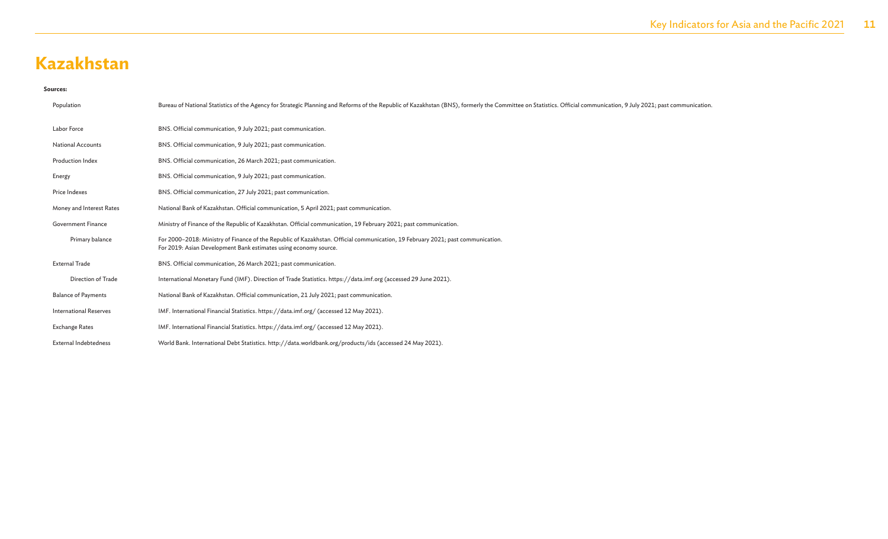# Kazakhstan

**Sources:**

| | |
|---|---|
| Population | Bureau of National Statistics of the Agency for Strategic Planning and Reforms of the Republic of Kazakhstan (BNS), formerly the Committee on Statistics. Official communication, 9 July 2021; past communication. |
| Labor Force | BNS. Official communication, 9 July 2021; past communication. |
| National Accounts | BNS. Official communication, 9 July 2021; past communication. |
| Production Index | BNS. Official communication, 26 March 2021; past communication. |
| Energy | BNS. Official communication, 9 July 2021; past communication. |
| Price Indexes | BNS. Official communication, 27 July 2021; past communication. |
| Money and Interest Rates | National Bank of Kazakhstan. Official communication, 5 April 2021; past communication. |
| Government Finance | Ministry of Finance of the Republic of Kazakhstan. Official communication, 19 February 2021; past communication. |
| Primary balance | For 2000–2018: Ministry of Finance of the Republic of Kazakhstan. Official communication, 19 February 2021; past communication. For 2019: Asian Development Bank estimates using economy source. |
| External Trade | BNS. Official communication, 26 March 2021; past communication. |
| Direction of Trade | International Monetary Fund (IMF). Direction of Trade Statistics. https://data.imf.org (accessed 29 June 2021). |
| Balance of Payments | National Bank of Kazakhstan. Official communication, 21 July 2021; past communication. |
| International Reserves | IMF. International Financial Statistics. https://data.imf.org/ (accessed 12 May 2021). |
| Exchange Rates | IMF. International Financial Statistics. https://data.imf.org/ (accessed 12 May 2021). |
| External Indebtedness | World Bank. International Debt Statistics. http://data.worldbank.org/products/ids (accessed 24 May 2021). |